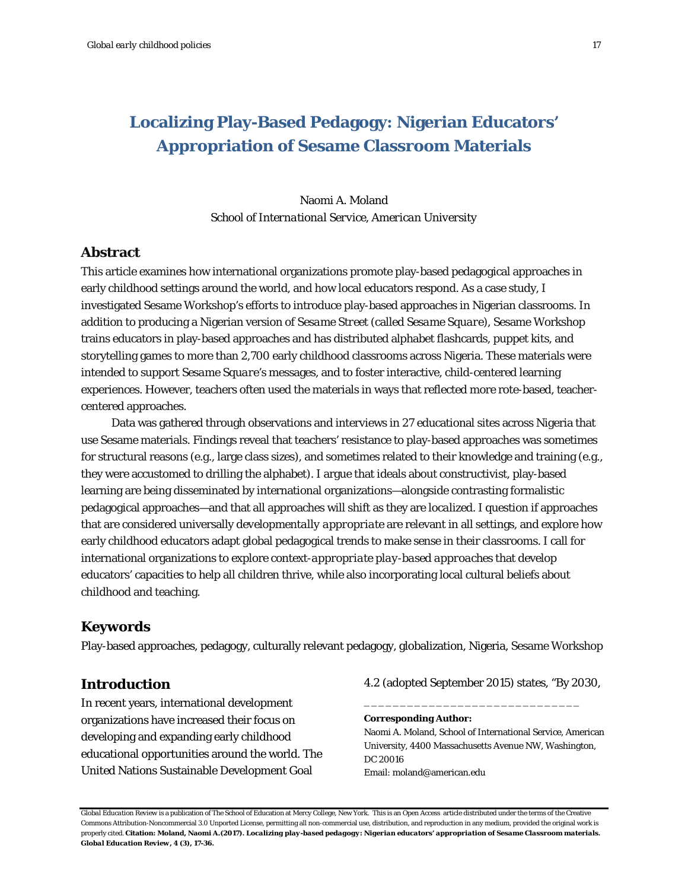# Localizing Play-Based Pedagogy: Nigerian Educators' Appropriation of Sesame Classroom Materials

Naomi A. Moland
School of International Service, American University

## Abstract

This article examines how international organizations promote play-based pedagogical approaches in early childhood settings around the world, and how local educators respond. As a case study, I investigated Sesame Workshop's efforts to introduce play-based approaches in Nigerian classrooms. In addition to producing a Nigerian version of *Sesame Street* (called *Sesame Square*), Sesame Workshop trains educators in play-based approaches and has distributed alphabet flashcards, puppet kits, and storytelling games to more than 2,700 early childhood classrooms across Nigeria. These materials were intended to support *Sesame Square*'s messages, and to foster interactive, child-centered learning experiences. However, teachers often used the materials in ways that reflected more rote-based, teacher-centered approaches.

Data was gathered through observations and interviews in 27 educational sites across Nigeria that use Sesame materials. Findings reveal that teachers' resistance to play-based approaches was sometimes for structural reasons (e.g., large class sizes), and sometimes related to their knowledge and training (e.g., they were accustomed to drilling the alphabet). I argue that ideals about constructivist, play-based learning are being disseminated by international organizations—alongside contrasting formalistic pedagogical approaches—and that all approaches will shift as they are localized. I question if approaches that are considered universally *developmentally appropriate* are relevant in all settings, and explore how early childhood educators adapt global pedagogical trends to make sense in their classrooms. I call for international organizations to explore *context-appropriate play-based approaches* that develop educators' capacities to help all children thrive, while also incorporating local cultural beliefs about childhood and teaching.

## Keywords

Play-based approaches, pedagogy, culturally relevant pedagogy, globalization, Nigeria, Sesame Workshop

## Introduction

In recent years, international development organizations have increased their focus on developing and expanding early childhood educational opportunities around the world. The United Nations Sustainable Development Goal 4.2 (adopted September 2015) states, "By 2030,

---

**Corresponding Author:**
Naomi A. Moland, School of International Service, American University, 4400 Massachusetts Avenue NW, Washington, DC 20016
Email: moland@american.edu

*Global Education Review* is a publication of The School of Education at Mercy College, New York. This is an Open Access article distributed under the terms of the Creative Commons Attribution-Noncommercial 3.0 Unported License, permitting all non-commercial use, distribution, and reproduction in any medium, provided the original work is properly cited. **Citation: Moland, Naomi A.(2017). Localizing play-based pedagogy: Nigerian educators' appropriation of Sesame Classroom materials. *Global Education Review*, 4 (3), 17-36.**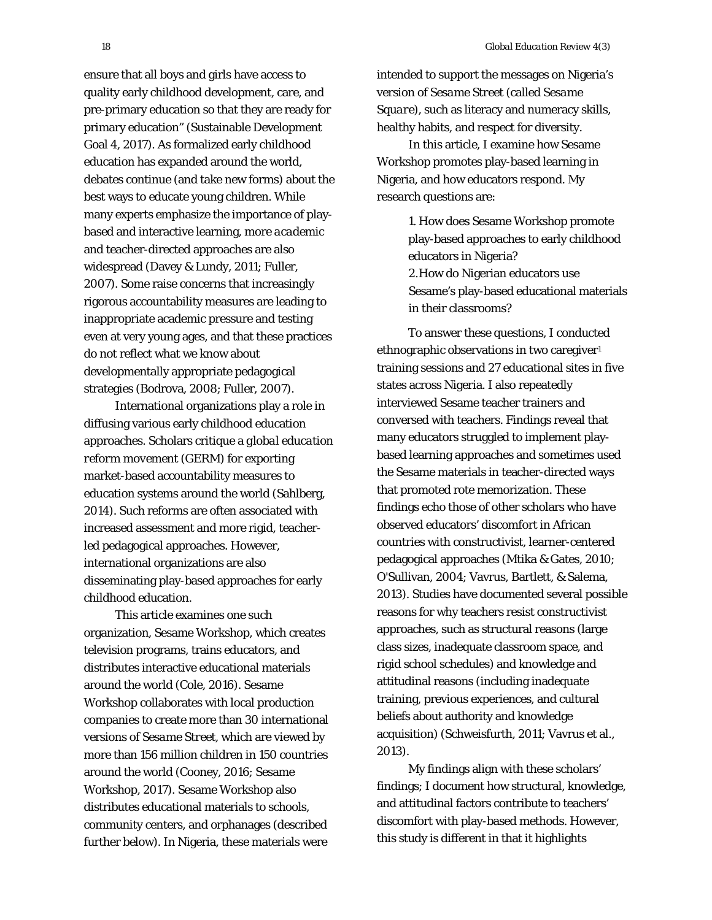ensure that all boys and girls have access to quality early childhood development, care, and pre-primary education so that they are ready for primary education" (Sustainable Development Goal 4, 2017). As formalized early childhood education has expanded around the world, debates continue (and take new forms) about the best ways to educate young children. While many experts emphasize the importance of play-based and interactive learning, more academic and teacher-directed approaches are also widespread (Davey & Lundy, 2011; Fuller, 2007). Some raise concerns that increasingly rigorous accountability measures are leading to inappropriate academic pressure and testing even at very young ages, and that these practices do not reflect what we know about developmentally appropriate pedagogical strategies (Bodrova, 2008; Fuller, 2007).

International organizations play a role in diffusing various early childhood education approaches. Scholars critique a *global education reform movement* (GERM) for exporting market-based accountability measures to education systems around the world (Sahlberg, 2014). Such reforms are often associated with increased assessment and more rigid, teacher-led pedagogical approaches. However, international organizations are also disseminating play-based approaches for early childhood education.

This article examines one such organization, Sesame Workshop, which creates television programs, trains educators, and distributes interactive educational materials around the world (Cole, 2016). Sesame Workshop collaborates with local production companies to create more than 30 international versions of *Sesame Street*, which are viewed by more than 156 million children in 150 countries around the world (Cooney, 2016; Sesame Workshop, 2017). Sesame Workshop also distributes educational materials to schools, community centers, and orphanages (described further below). In Nigeria, these materials were intended to support the messages on Nigeria's version of *Sesame Street* (called *Sesame Square*), such as literacy and numeracy skills, healthy habits, and respect for diversity.

In this article, I examine how Sesame Workshop promotes play-based learning in Nigeria, and how educators respond. My research questions are:

> 1. How does Sesame Workshop promote play-based approaches to early childhood educators in Nigeria?
> 2. How do Nigerian educators use Sesame's play-based educational materials in their classrooms?

To answer these questions, I conducted ethnographic observations in two caregiver[1] training sessions and 27 educational sites in five states across Nigeria. I also repeatedly interviewed Sesame teacher trainers and conversed with teachers. Findings reveal that many educators struggled to implement play-based learning approaches and sometimes used the Sesame materials in teacher-directed ways that promoted rote memorization. These findings echo those of other scholars who have observed educators' discomfort in African countries with constructivist, learner-centered pedagogical approaches (Mtika & Gates, 2010; O'Sullivan, 2004; Vavrus, Bartlett, & Salema, 2013). Studies have documented several possible reasons for why teachers resist constructivist approaches, such as structural reasons (large class sizes, inadequate classroom space, and rigid school schedules) and knowledge and attitudinal reasons (including inadequate training, previous experiences, and cultural beliefs about authority and knowledge acquisition) (Schweisfurth, 2011; Vavrus et al., 2013).

My findings align with these scholars' findings; I document how structural, knowledge, and attitudinal factors contribute to teachers' discomfort with play-based methods. However, this study is different in that it highlights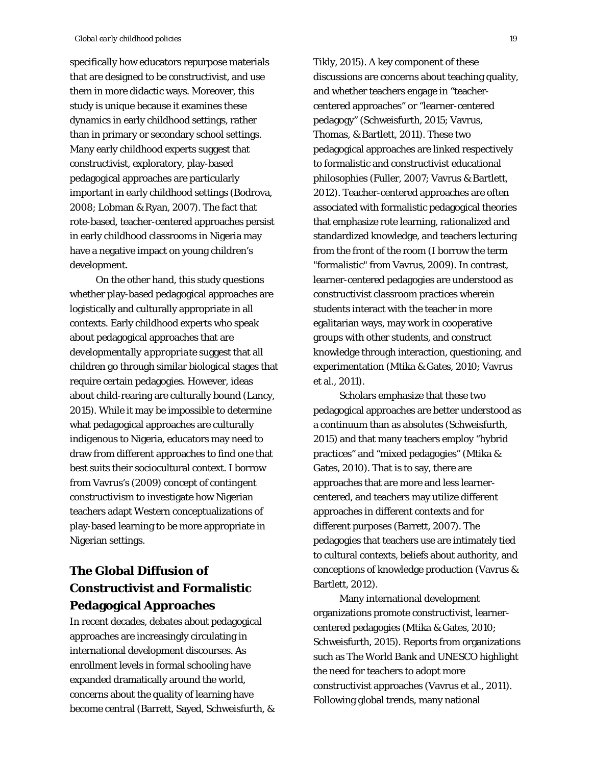specifically how educators repurpose materials that are designed to be constructivist, and use them in more didactic ways. Moreover, this study is unique because it examines these dynamics in early childhood settings, rather than in primary or secondary school settings. Many early childhood experts suggest that constructivist, exploratory, play-based pedagogical approaches are particularly important in early childhood settings (Bodrova, 2008; Lobman & Ryan, 2007). The fact that rote-based, teacher-centered approaches persist in early childhood classrooms in Nigeria may have a negative impact on young children's development.

On the other hand, this study questions whether play-based pedagogical approaches are logistically and culturally appropriate in all contexts. Early childhood experts who speak about pedagogical approaches that are *developmentally appropriate* suggest that all children go through similar biological stages that require certain pedagogies. However, ideas about child-rearing are culturally bound (Lancy, 2015). While it may be impossible to determine what pedagogical approaches are culturally indigenous to Nigeria, educators may need to draw from different approaches to find one that best suits their sociocultural context. I borrow from Vavrus's (2009) concept of contingent constructivism to investigate how Nigerian teachers adapt Western conceptualizations of play-based learning to be more appropriate in Nigerian settings.

## The Global Diffusion of Constructivist and Formalistic Pedagogical Approaches

In recent decades, debates about pedagogical approaches are increasingly circulating in international development discourses. As enrollment levels in formal schooling have expanded dramatically around the world, concerns about the quality of learning have become central (Barrett, Sayed, Schweisfurth, & Tikly, 2015). A key component of these discussions are concerns about teaching quality, and whether teachers engage in "teacher-centered approaches" or "learner-centered pedagogy" (Schweisfurth, 2015; Vavrus, Thomas, & Bartlett, 2011). These two pedagogical approaches are linked respectively to formalistic and constructivist educational philosophies (Fuller, 2007; Vavrus & Bartlett, 2012). Teacher-centered approaches are often associated with formalistic pedagogical theories that emphasize rote learning, rationalized and standardized knowledge, and teachers lecturing from the front of the room (I borrow the term "formalistic" from Vavrus, 2009). In contrast, learner-centered pedagogies are understood as constructivist classroom practices wherein students interact with the teacher in more egalitarian ways, may work in cooperative groups with other students, and construct knowledge through interaction, questioning, and experimentation (Mtika & Gates, 2010; Vavrus et al., 2011).

Scholars emphasize that these two pedagogical approaches are better understood as a continuum than as absolutes (Schweisfurth, 2015) and that many teachers employ "hybrid practices" and "mixed pedagogies" (Mtika & Gates, 2010). That is to say, there are approaches that are more and less learner-centered, and teachers may utilize different approaches in different contexts and for different purposes (Barrett, 2007). The pedagogies that teachers use are intimately tied to cultural contexts, beliefs about authority, and conceptions of knowledge production (Vavrus & Bartlett, 2012).

Many international development organizations promote constructivist, learner-centered pedagogies (Mtika & Gates, 2010; Schweisfurth, 2015). Reports from organizations such as The World Bank and UNESCO highlight the need for teachers to adopt more constructivist approaches (Vavrus et al., 2011). Following global trends, many national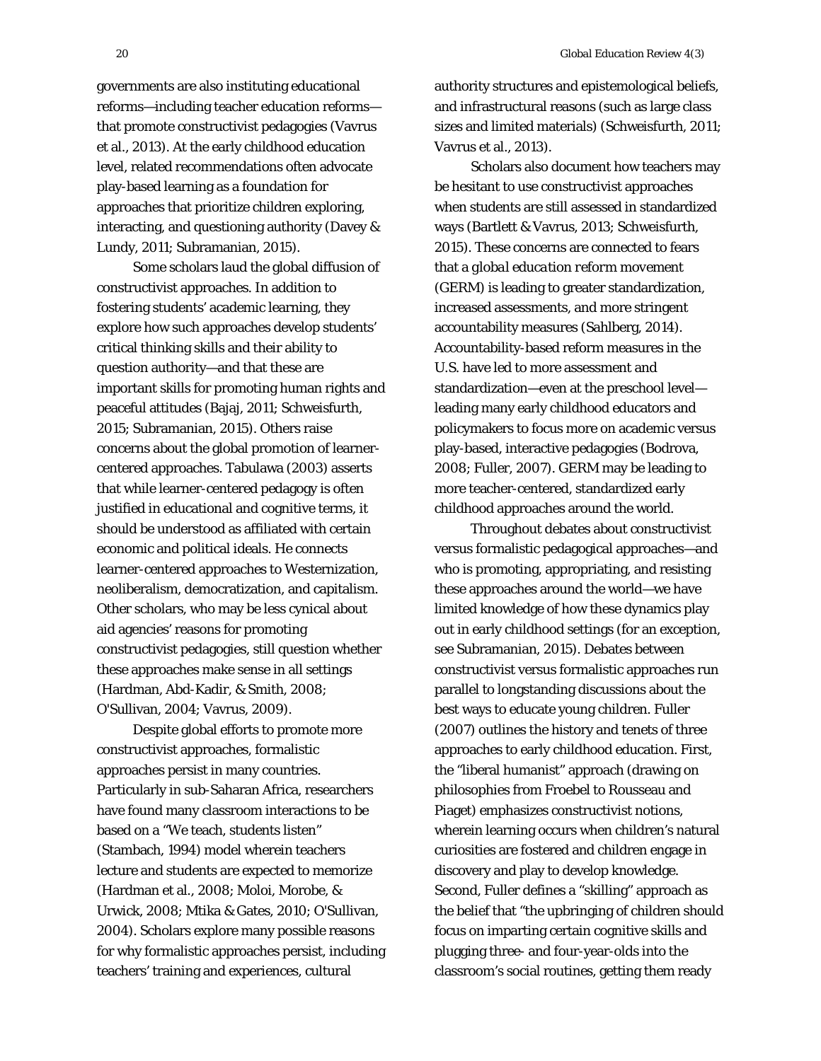governments are also instituting educational reforms—including teacher education reforms—that promote constructivist pedagogies (Vavrus et al., 2013). At the early childhood education level, related recommendations often advocate play-based learning as a foundation for approaches that prioritize children exploring, interacting, and questioning authority (Davey & Lundy, 2011; Subramanian, 2015).

Some scholars laud the global diffusion of constructivist approaches. In addition to fostering students' academic learning, they explore how such approaches develop students' critical thinking skills and their ability to question authority—and that these are important skills for promoting human rights and peaceful attitudes (Bajaj, 2011; Schweisfurth, 2015; Subramanian, 2015). Others raise concerns about the global promotion of learner-centered approaches. Tabulawa (2003) asserts that while learner-centered pedagogy is often justified in educational and cognitive terms, it should be understood as affiliated with certain economic and political ideals. He connects learner-centered approaches to Westernization, neoliberalism, democratization, and capitalism. Other scholars, who may be less cynical about aid agencies' reasons for promoting constructivist pedagogies, still question whether these approaches make sense in all settings (Hardman, Abd-Kadir, & Smith, 2008; O'Sullivan, 2004; Vavrus, 2009).

Despite global efforts to promote more constructivist approaches, formalistic approaches persist in many countries. Particularly in sub-Saharan Africa, researchers have found many classroom interactions to be based on a "We teach, students listen" (Stambach, 1994) model wherein teachers lecture and students are expected to memorize (Hardman et al., 2008; Moloi, Morobe, & Urwick, 2008; Mtika & Gates, 2010; O'Sullivan, 2004). Scholars explore many possible reasons for why formalistic approaches persist, including teachers' training and experiences, cultural authority structures and epistemological beliefs, and infrastructural reasons (such as large class sizes and limited materials) (Schweisfurth, 2011; Vavrus et al., 2013).

Scholars also document how teachers may be hesitant to use constructivist approaches when students are still assessed in standardized ways (Bartlett & Vavrus, 2013; Schweisfurth, 2015). These concerns are connected to fears that a *global education reform movement* (GERM) is leading to greater standardization, increased assessments, and more stringent accountability measures (Sahlberg, 2014). Accountability-based reform measures in the U.S. have led to more assessment and standardization—even at the preschool level—leading many early childhood educators and policymakers to focus more on academic versus play-based, interactive pedagogies (Bodrova, 2008; Fuller, 2007). GERM may be leading to more teacher-centered, standardized early childhood approaches around the world.

Throughout debates about constructivist versus formalistic pedagogical approaches—and who is promoting, appropriating, and resisting these approaches around the world—we have limited knowledge of how these dynamics play out in early childhood settings (for an exception, see Subramanian, 2015). Debates between constructivist versus formalistic approaches run parallel to longstanding discussions about the best ways to educate young children. Fuller (2007) outlines the history and tenets of three approaches to early childhood education. First, the "liberal humanist" approach (drawing on philosophies from Froebel to Rousseau and Piaget) emphasizes constructivist notions, wherein learning occurs when children's natural curiosities are fostered and children engage in discovery and play to develop knowledge. Second, Fuller defines a "skilling" approach as the belief that "the upbringing of children should focus on imparting certain cognitive skills and plugging three- and four-year-olds into the classroom's social routines, getting them ready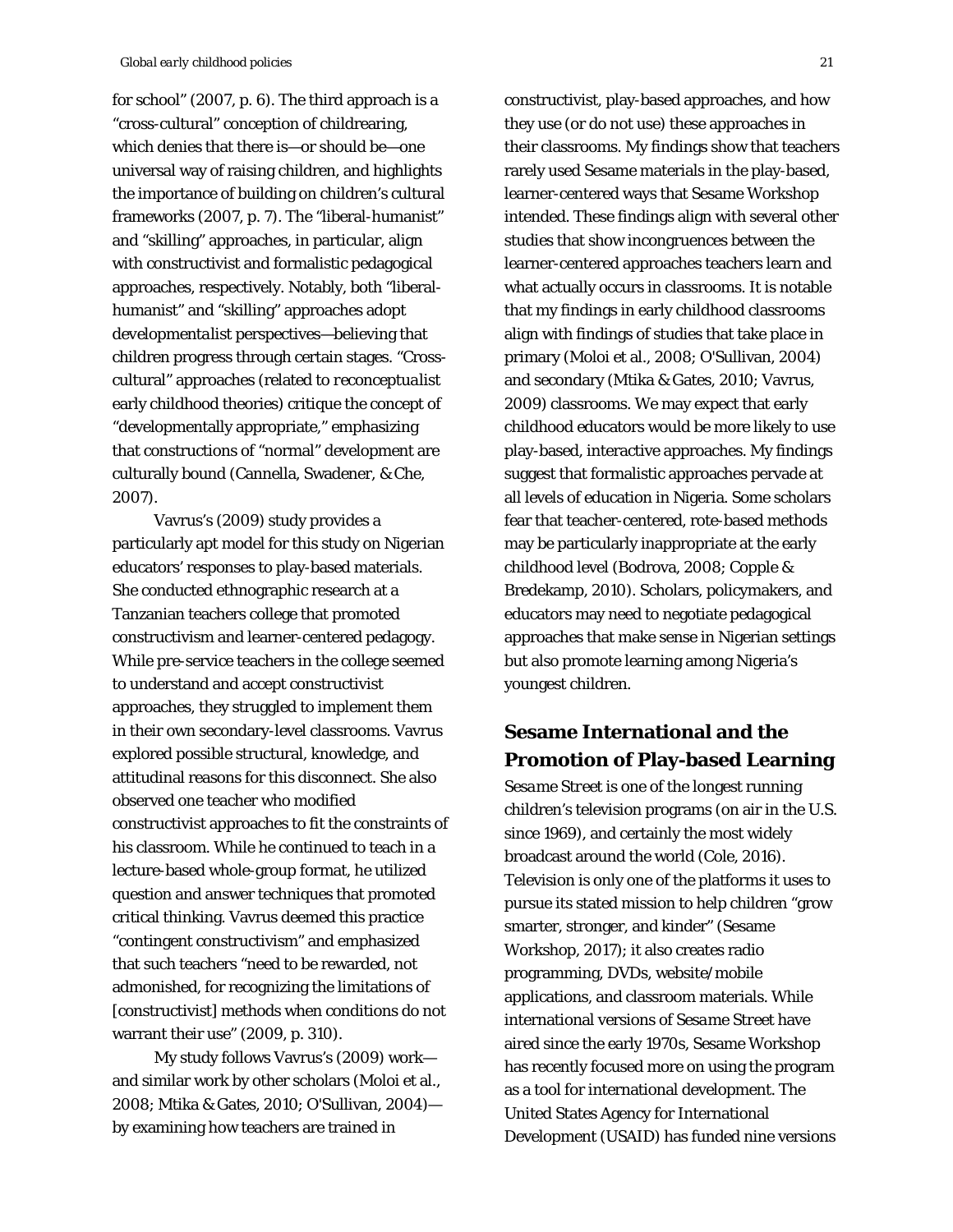for school" (2007, p. 6). The third approach is a "cross-cultural" conception of childrearing, which denies that there is—or should be—one universal way of raising children, and highlights the importance of building on children's cultural frameworks (2007, p. 7). The "liberal-humanist" and "skilling" approaches, in particular, align with constructivist and formalistic pedagogical approaches, respectively. Notably, both "liberal-humanist" and "skilling" approaches adopt *developmentalist* perspectives—believing that children progress through certain stages. "Cross-cultural" approaches (related to *reconceptualist* early childhood theories) critique the concept of "developmentally appropriate," emphasizing that constructions of "normal" development are culturally bound (Cannella, Swadener, & Che, 2007).

Vavrus's (2009) study provides a particularly apt model for this study on Nigerian educators' responses to play-based materials. She conducted ethnographic research at a Tanzanian teachers college that promoted constructivism and learner-centered pedagogy. While pre-service teachers in the college seemed to understand and accept constructivist approaches, they struggled to implement them in their own secondary-level classrooms. Vavrus explored possible structural, knowledge, and attitudinal reasons for this disconnect. She also observed one teacher who modified constructivist approaches to fit the constraints of his classroom. While he continued to teach in a lecture-based whole-group format, he utilized question and answer techniques that promoted critical thinking. Vavrus deemed this practice "contingent constructivism" and emphasized that such teachers "need to be rewarded, not admonished, for recognizing the limitations of [constructivist] methods when conditions do not warrant their use" (2009, p. 310).

My study follows Vavrus's (2009) work—and similar work by other scholars (Moloi et al., 2008; Mtika & Gates, 2010; O'Sullivan, 2004)—by examining how teachers are trained in constructivist, play-based approaches, and how they use (or do not use) these approaches in their classrooms. My findings show that teachers rarely used Sesame materials in the play-based, learner-centered ways that Sesame Workshop intended. These findings align with several other studies that show incongruences between the learner-centered approaches teachers learn and what actually occurs in classrooms. It is notable that my findings in early childhood classrooms align with findings of studies that take place in primary (Moloi et al., 2008; O'Sullivan, 2004) and secondary (Mtika & Gates, 2010; Vavrus, 2009) classrooms. We may expect that early childhood educators would be more likely to use play-based, interactive approaches. My findings suggest that formalistic approaches pervade at all levels of education in Nigeria. Some scholars fear that teacher-centered, rote-based methods may be particularly inappropriate at the early childhood level (Bodrova, 2008; Copple & Bredekamp, 2010). Scholars, policymakers, and educators may need to negotiate pedagogical approaches that make sense in Nigerian settings but also promote learning among Nigeria's youngest children.

## Sesame International and the Promotion of Play-based Learning

*Sesame Street* is one of the longest running children's television programs (on air in the U.S. since 1969), and certainly the most widely broadcast around the world (Cole, 2016). Television is only one of the platforms it uses to pursue its stated mission to help children "grow smarter, stronger, and kinder" (Sesame Workshop, 2017); it also creates radio programming, DVDs, website/mobile applications, and classroom materials. While international versions of *Sesame Street* have aired since the early 1970s, Sesame Workshop has recently focused more on using the program as a tool for international development. The United States Agency for International Development (USAID) has funded nine versions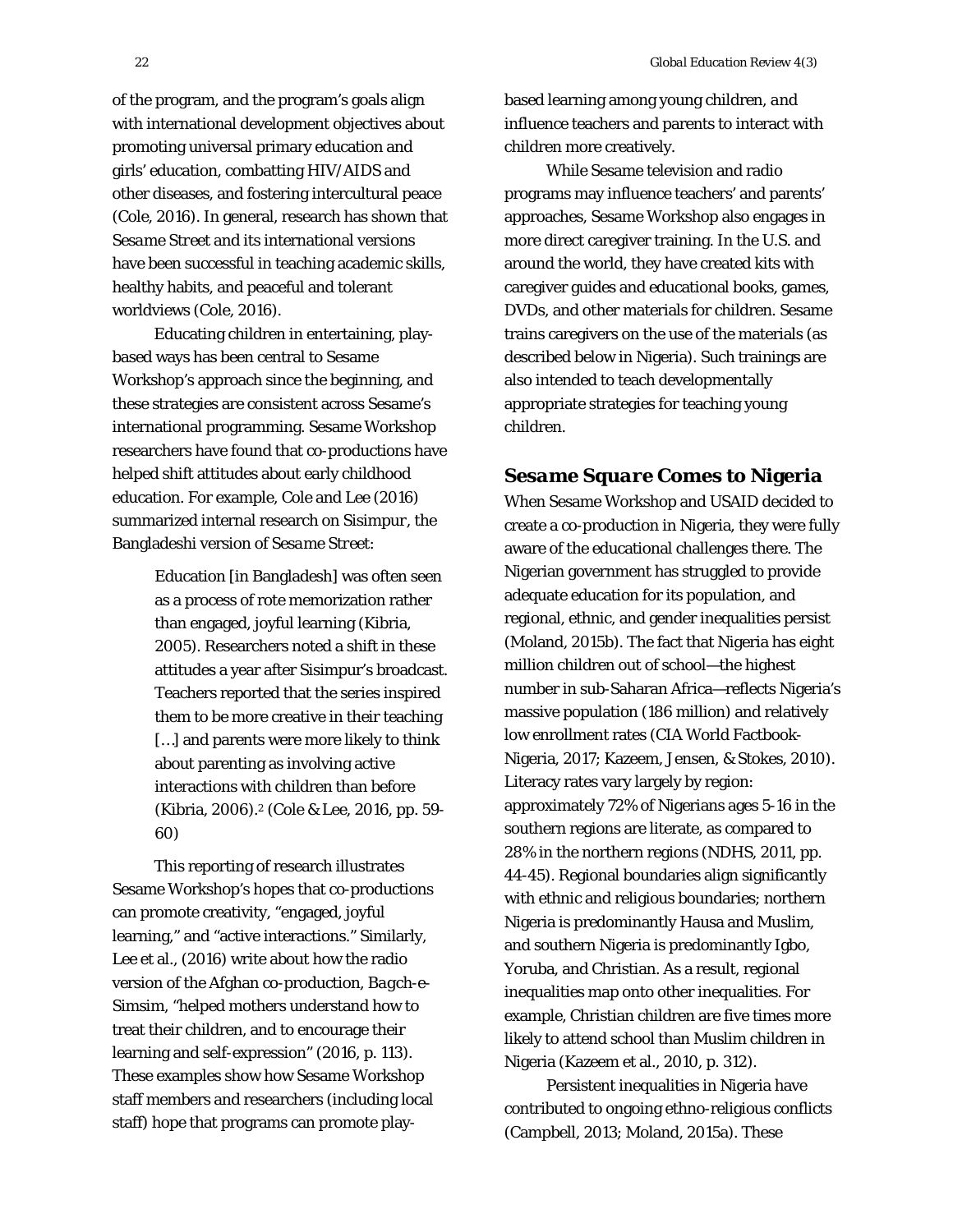of the program, and the program's goals align with international development objectives about promoting universal primary education and girls' education, combatting HIV/AIDS and other diseases, and fostering intercultural peace (Cole, 2016). In general, research has shown that *Sesame Street* and its international versions have been successful in teaching academic skills, healthy habits, and peaceful and tolerant worldviews (Cole, 2016).

Educating children in entertaining, play-based ways has been central to Sesame Workshop's approach since the beginning, and these strategies are consistent across Sesame's international programming. Sesame Workshop researchers have found that co-productions have helped shift attitudes about early childhood education. For example, Cole and Lee (2016) summarized internal research on *Sisimpur*, the Bangladeshi version of *Sesame Street*:

> Education [in Bangladesh] was often seen as a process of rote memorization rather than engaged, joyful learning (Kibria, 2005). Researchers noted a shift in these attitudes a year after Sisimpur's broadcast. Teachers reported that the series inspired them to be more creative in their teaching […] and parents were more likely to think about parenting as involving active interactions with children than before (Kibria, 2006).[2] (Cole & Lee, 2016, pp. 59-60)

This reporting of research illustrates Sesame Workshop's hopes that co-productions can promote creativity, "engaged, joyful learning," and "active interactions." Similarly, Lee et al., (2016) write about how the radio version of the Afghan co-production, *Bagch-e-Simsim*, "helped mothers understand how to treat their children, and to encourage their learning and self-expression" (2016, p. 113). These examples show how Sesame Workshop staff members and researchers (including local staff) hope that programs can promote play-based learning among young children, and influence teachers and parents to interact with children more creatively.

While Sesame television and radio programs may influence teachers' and parents' approaches, Sesame Workshop also engages in more direct caregiver training. In the U.S. and around the world, they have created kits with caregiver guides and educational books, games, DVDs, and other materials for children. Sesame trains caregivers on the use of the materials (as described below in Nigeria). Such trainings are also intended to teach developmentally appropriate strategies for teaching young children.

## *Sesame Square* Comes to Nigeria

When Sesame Workshop and USAID decided to create a co-production in Nigeria, they were fully aware of the educational challenges there. The Nigerian government has struggled to provide adequate education for its population, and regional, ethnic, and gender inequalities persist (Moland, 2015b). The fact that Nigeria has eight million children out of school—the highest number in sub-Saharan Africa—reflects Nigeria's massive population (186 million) and relatively low enrollment rates (CIA World Factbook-Nigeria, 2017; Kazeem, Jensen, & Stokes, 2010). Literacy rates vary largely by region: approximately 72% of Nigerians ages 5-16 in the southern regions are literate, as compared to 28% in the northern regions (NDHS, 2011, pp. 44-45). Regional boundaries align significantly with ethnic and religious boundaries; northern Nigeria is predominantly Hausa and Muslim, and southern Nigeria is predominantly Igbo, Yoruba, and Christian. As a result, regional inequalities map onto other inequalities. For example, Christian children are five times more likely to attend school than Muslim children in Nigeria (Kazeem et al., 2010, p. 312).

Persistent inequalities in Nigeria have contributed to ongoing ethno-religious conflicts (Campbell, 2013; Moland, 2015a). These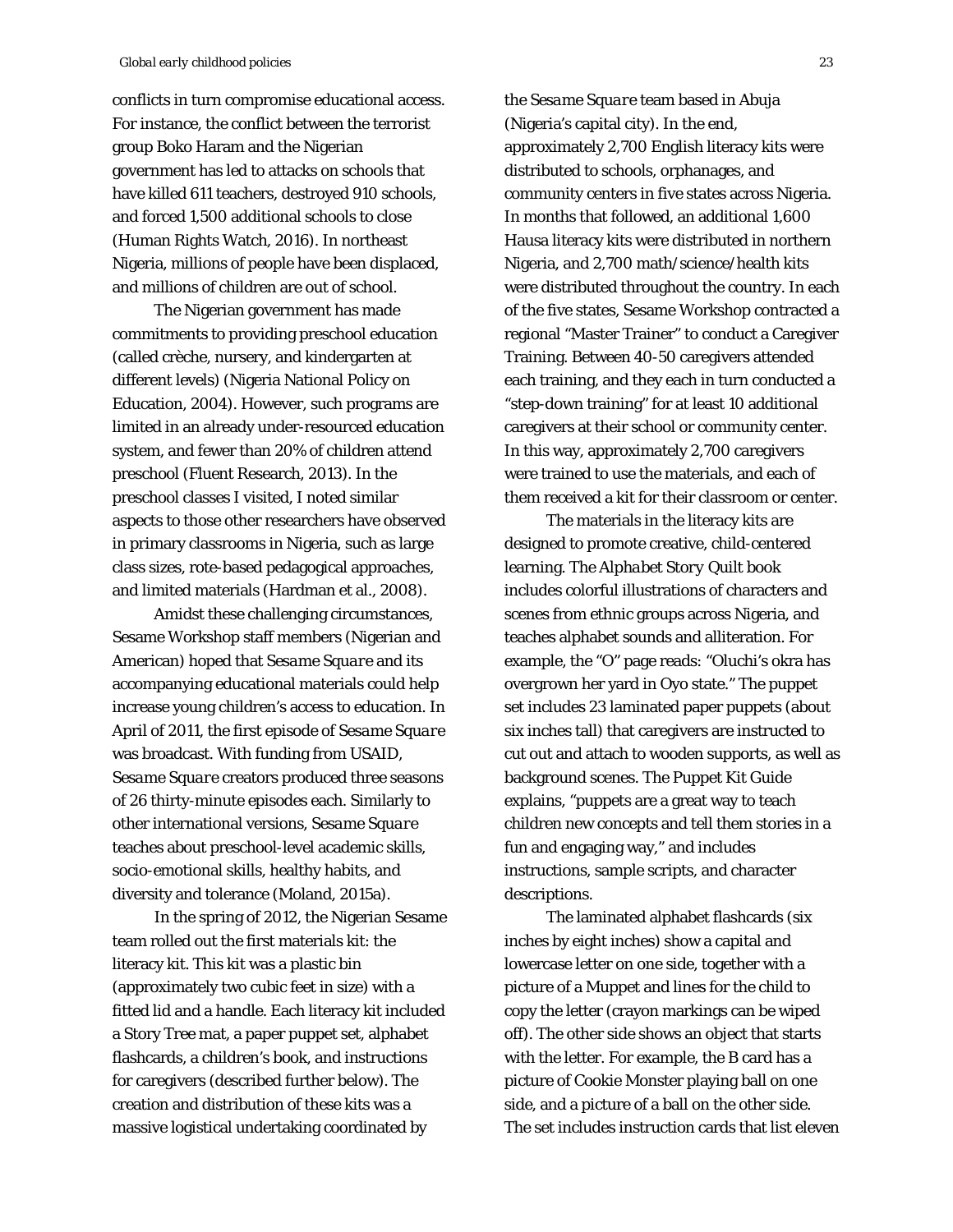conflicts in turn compromise educational access. For instance, the conflict between the terrorist group Boko Haram and the Nigerian government has led to attacks on schools that have killed 611 teachers, destroyed 910 schools, and forced 1,500 additional schools to close (Human Rights Watch, 2016). In northeast Nigeria, millions of people have been displaced, and millions of children are out of school.

The Nigerian government has made commitments to providing preschool education (called crèche, nursery, and kindergarten at different levels) (Nigeria National Policy on Education, 2004). However, such programs are limited in an already under-resourced education system, and fewer than 20% of children attend preschool (Fluent Research, 2013). In the preschool classes I visited, I noted similar aspects to those other researchers have observed in primary classrooms in Nigeria, such as large class sizes, rote-based pedagogical approaches, and limited materials (Hardman et al., 2008).

Amidst these challenging circumstances, Sesame Workshop staff members (Nigerian and American) hoped that *Sesame Square* and its accompanying educational materials could help increase young children's access to education. In April of 2011, the first episode of *Sesame Square* was broadcast. With funding from USAID, *Sesame Square* creators produced three seasons of 26 thirty-minute episodes each. Similarly to other international versions, *Sesame Square* teaches about preschool-level academic skills, socio-emotional skills, healthy habits, and diversity and tolerance (Moland, 2015a).

In the spring of 2012, the Nigerian Sesame team rolled out the first materials kit: the literacy kit. This kit was a plastic bin (approximately two cubic feet in size) with a fitted lid and a handle. Each literacy kit included a Story Tree mat, a paper puppet set, alphabet flashcards, a children's book, and instructions for caregivers (described further below). The creation and distribution of these kits was a massive logistical undertaking coordinated by the *Sesame Square* team based in Abuja (Nigeria's capital city). In the end, approximately 2,700 English literacy kits were distributed to schools, orphanages, and community centers in five states across Nigeria. In months that followed, an additional 1,600 Hausa literacy kits were distributed in northern Nigeria, and 2,700 math/science/health kits were distributed throughout the country. In each of the five states, Sesame Workshop contracted a regional "Master Trainer" to conduct a Caregiver Training. Between 40-50 caregivers attended each training, and they each in turn conducted a "step-down training" for at least 10 additional caregivers at their school or community center. In this way, approximately 2,700 caregivers were trained to use the materials, and each of them received a kit for their classroom or center.

The materials in the literacy kits are designed to promote creative, child-centered learning. The *Alphabet Story Quilt* book includes colorful illustrations of characters and scenes from ethnic groups across Nigeria, and teaches alphabet sounds and alliteration. For example, the "O" page reads: "Oluchi's okra has overgrown her yard in Oyo state." The puppet set includes 23 laminated paper puppets (about six inches tall) that caregivers are instructed to cut out and attach to wooden supports, as well as background scenes. The Puppet Kit Guide explains, "puppets are a great way to teach children new concepts and tell them stories in a fun and engaging way," and includes instructions, sample scripts, and character descriptions.

The laminated alphabet flashcards (six inches by eight inches) show a capital and lowercase letter on one side, together with a picture of a Muppet and lines for the child to copy the letter (crayon markings can be wiped off). The other side shows an object that starts with the letter. For example, the B card has a picture of Cookie Monster playing ball on one side, and a picture of a ball on the other side. The set includes instruction cards that list eleven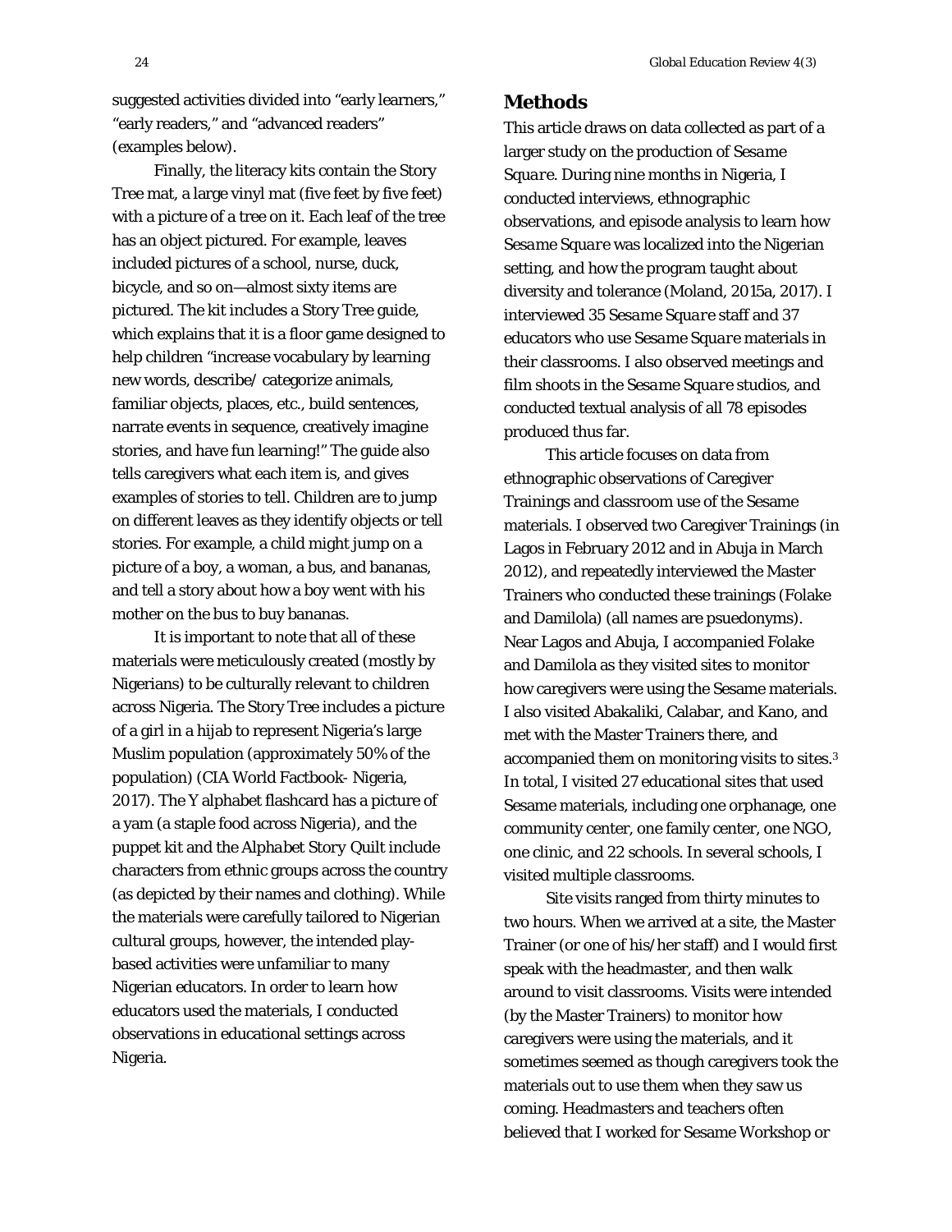suggested activities divided into "early learners," "early readers," and "advanced readers" (examples below).

Finally, the literacy kits contain the Story Tree mat, a large vinyl mat (five feet by five feet) with a picture of a tree on it. Each leaf of the tree has an object pictured. For example, leaves included pictures of a school, nurse, duck, bicycle, and so on—almost sixty items are pictured. The kit includes a Story Tree guide, which explains that it is a floor game designed to help children "increase vocabulary by learning new words, describe/ categorize animals, familiar objects, places, etc., build sentences, narrate events in sequence, creatively imagine stories, and have fun learning!" The guide also tells caregivers what each item is, and gives examples of stories to tell. Children are to jump on different leaves as they identify objects or tell stories. For example, a child might jump on a picture of a boy, a woman, a bus, and bananas, and tell a story about how a boy went with his mother on the bus to buy bananas.

It is important to note that all of these materials were meticulously created (mostly by Nigerians) to be culturally relevant to children across Nigeria. The Story Tree includes a picture of a girl in a hijab to represent Nigeria's large Muslim population (approximately 50% of the population) (CIA World Factbook- Nigeria, 2017). The Y alphabet flashcard has a picture of a yam (a staple food across Nigeria), and the puppet kit and the *Alphabet Story Quilt* include characters from ethnic groups across the country (as depicted by their names and clothing). While the materials were carefully tailored to Nigerian cultural groups, however, the intended play-based activities were unfamiliar to many Nigerian educators. In order to learn how educators used the materials, I conducted observations in educational settings across Nigeria.

## Methods

This article draws on data collected as part of a larger study on the production of *Sesame Square*. During nine months in Nigeria, I conducted interviews, ethnographic observations, and episode analysis to learn how *Sesame Square* was localized into the Nigerian setting, and how the program taught about diversity and tolerance (Moland, 2015a, 2017). I interviewed 35 *Sesame Square* staff and 37 educators who use *Sesame Square* materials in their classrooms. I also observed meetings and film shoots in the *Sesame Square* studios, and conducted textual analysis of all 78 episodes produced thus far.

This article focuses on data from ethnographic observations of Caregiver Trainings and classroom use of the Sesame materials. I observed two Caregiver Trainings (in Lagos in February 2012 and in Abuja in March 2012), and repeatedly interviewed the Master Trainers who conducted these trainings (Folake and Damilola) (all names are psuedonyms). Near Lagos and Abuja, I accompanied Folake and Damilola as they visited sites to monitor how caregivers were using the Sesame materials. I also visited Abakaliki, Calabar, and Kano, and met with the Master Trainers there, and accompanied them on monitoring visits to sites.[3] In total, I visited 27 educational sites that used Sesame materials, including one orphanage, one community center, one family center, one NGO, one clinic, and 22 schools. In several schools, I visited multiple classrooms.

Site visits ranged from thirty minutes to two hours. When we arrived at a site, the Master Trainer (or one of his/her staff) and I would first speak with the headmaster, and then walk around to visit classrooms. Visits were intended (by the Master Trainers) to monitor how caregivers were using the materials, and it sometimes seemed as though caregivers took the materials out to use them when they saw us coming. Headmasters and teachers often believed that I worked for Sesame Workshop or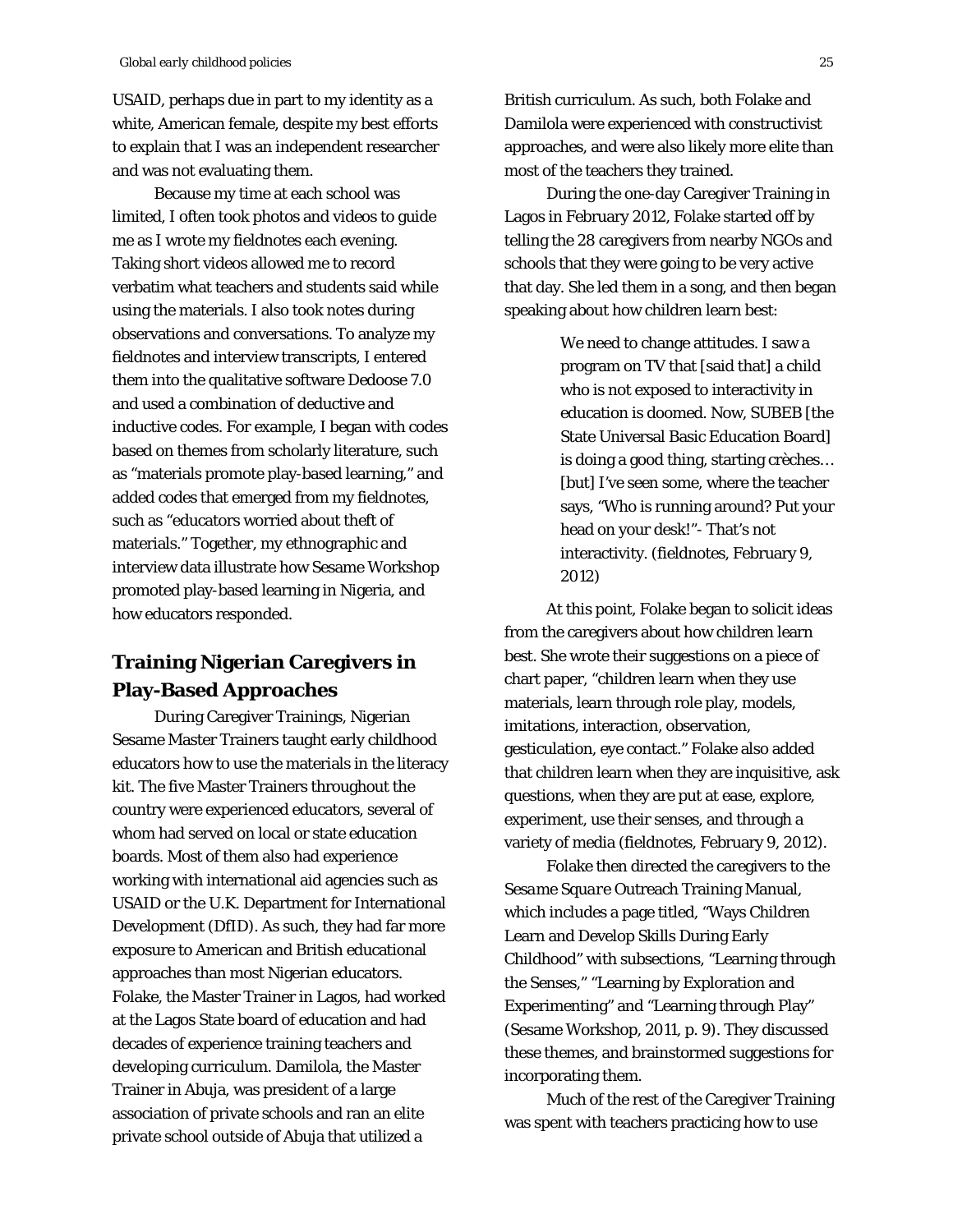USAID, perhaps due in part to my identity as a white, American female, despite my best efforts to explain that I was an independent researcher and was not evaluating them.

Because my time at each school was limited, I often took photos and videos to guide me as I wrote my fieldnotes each evening. Taking short videos allowed me to record verbatim what teachers and students said while using the materials. I also took notes during observations and conversations. To analyze my fieldnotes and interview transcripts, I entered them into the qualitative software Dedoose 7.0 and used a combination of deductive and inductive codes. For example, I began with codes based on themes from scholarly literature, such as "materials promote play-based learning," and added codes that emerged from my fieldnotes, such as "educators worried about theft of materials." Together, my ethnographic and interview data illustrate how Sesame Workshop promoted play-based learning in Nigeria, and how educators responded.

## Training Nigerian Caregivers in Play-Based Approaches

During Caregiver Trainings, Nigerian Sesame Master Trainers taught early childhood educators how to use the materials in the literacy kit. The five Master Trainers throughout the country were experienced educators, several of whom had served on local or state education boards. Most of them also had experience working with international aid agencies such as USAID or the U.K. Department for International Development (DfID). As such, they had far more exposure to American and British educational approaches than most Nigerian educators. Folake, the Master Trainer in Lagos, had worked at the Lagos State board of education and had decades of experience training teachers and developing curriculum. Damilola, the Master Trainer in Abuja, was president of a large association of private schools and ran an elite private school outside of Abuja that utilized a British curriculum. As such, both Folake and Damilola were experienced with constructivist approaches, and were also likely more elite than most of the teachers they trained.

During the one-day Caregiver Training in Lagos in February 2012, Folake started off by telling the 28 caregivers from nearby NGOs and schools that they were going to be very active that day. She led them in a song, and then began speaking about how children learn best:

> We need to change attitudes. I saw a program on TV that [said that] a child who is not exposed to interactivity in education is doomed. Now, SUBEB [the State Universal Basic Education Board] is doing a good thing, starting crèches… [but] I've seen some, where the teacher says, "Who is running around? Put your head on your desk!"- That's not interactivity. (fieldnotes, February 9, 2012)

At this point, Folake began to solicit ideas from the caregivers about how children learn best. She wrote their suggestions on a piece of chart paper, "children learn when they use materials, learn through role play, models, imitations, interaction, observation, gesticulation, eye contact." Folake also added that children learn when they are inquisitive, ask questions, when they are put at ease, explore, experiment, use their senses, and through a variety of media (fieldnotes, February 9, 2012).

Folake then directed the caregivers to the *Sesame Square* Outreach Training Manual, which includes a page titled, "Ways Children Learn and Develop Skills During Early Childhood" with subsections, "Learning through the Senses," "Learning by Exploration and Experimenting" and "Learning through Play" (Sesame Workshop, 2011, p. 9). They discussed these themes, and brainstormed suggestions for incorporating them.

Much of the rest of the Caregiver Training was spent with teachers practicing how to use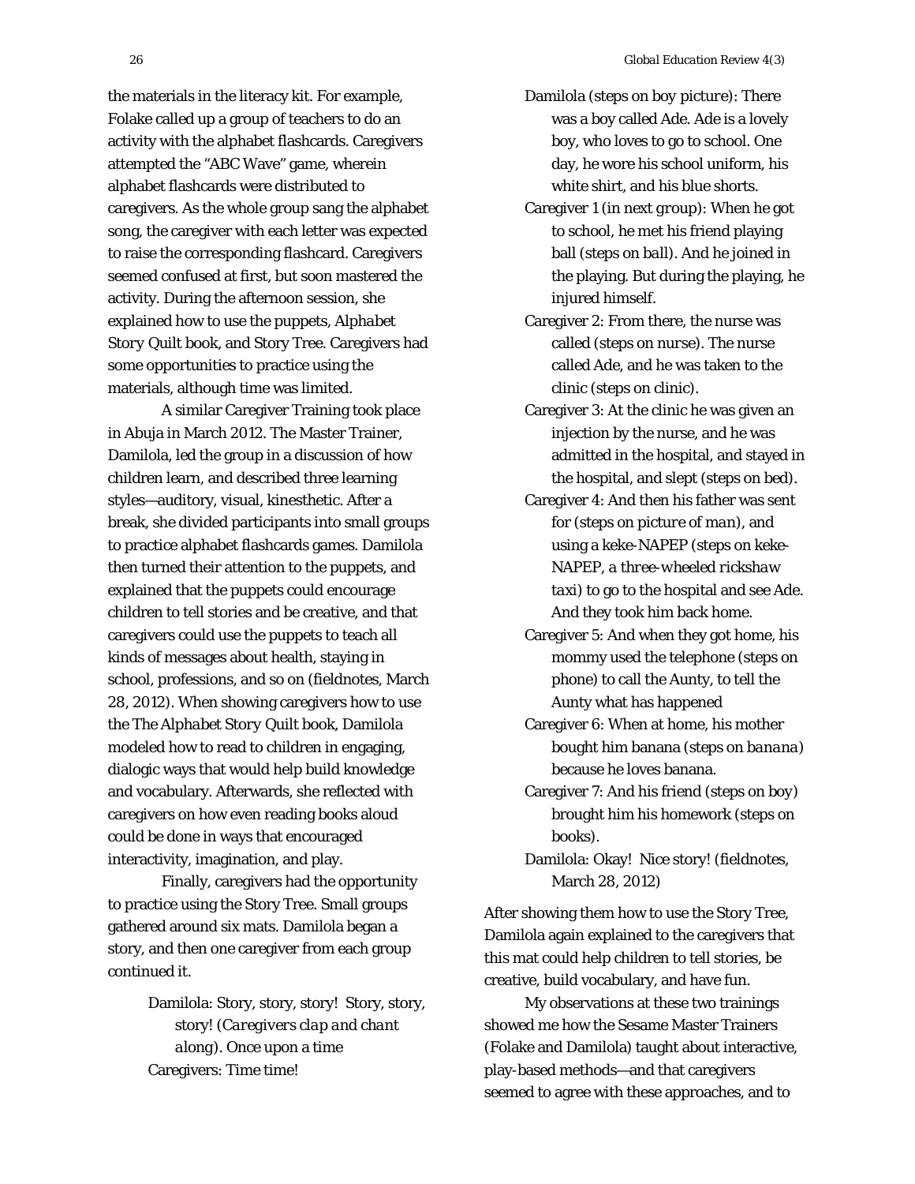the materials in the literacy kit. For example, Folake called up a group of teachers to do an activity with the alphabet flashcards. Caregivers attempted the "ABC Wave" game, wherein alphabet flashcards were distributed to caregivers. As the whole group sang the alphabet song, the caregiver with each letter was expected to raise the corresponding flashcard. Caregivers seemed confused at first, but soon mastered the activity. During the afternoon session, she explained how to use the puppets, *Alphabet Story Quilt* book, and Story Tree. Caregivers had some opportunities to practice using the materials, although time was limited.

A similar Caregiver Training took place in Abuja in March 2012. The Master Trainer, Damilola, led the group in a discussion of how children learn, and described three learning styles—auditory, visual, kinesthetic. After a break, she divided participants into small groups to practice alphabet flashcards games. Damilola then turned their attention to the puppets, and explained that the puppets could encourage children to tell stories and be creative, and that caregivers could use the puppets to teach all kinds of messages about health, staying in school, professions, and so on (fieldnotes, March 28, 2012). When showing caregivers how to use the *The Alphabet Story Quilt* book, Damilola modeled how to read to children in engaging, dialogic ways that would help build knowledge and vocabulary. Afterwards, she reflected with caregivers on how even reading books aloud could be done in ways that encouraged interactivity, imagination, and play.

Finally, caregivers had the opportunity to practice using the Story Tree. Small groups gathered around six mats. Damilola began a story, and then one caregiver from each group continued it.

> Damilola: Story, story, story! Story, story, story! (*Caregivers clap and chant along*). Once upon a time
>
> Caregivers: Time time!
>
> Damilola (*steps on boy picture*): There was a boy called Ade. Ade is a lovely boy, who loves to go to school. One day, he wore his school uniform, his white shirt, and his blue shorts.
>
> Caregiver 1 (*in next group*): When he got to school, he met his friend playing ball (*steps on ball*). And he joined in the playing. But during the playing, he injured himself.
>
> Caregiver 2: From there, the nurse was called (*steps on nurse*). The nurse called Ade, and he was taken to the clinic (*steps on clinic*).
>
> Caregiver 3: At the clinic he was given an injection by the nurse, and he was admitted in the hospital, and stayed in the hospital, and slept (*steps on bed*).
>
> Caregiver 4: And then his father was sent for (*steps on picture of man*), and using a keke-NAPEP (*steps on keke-NAPEP, a three-wheeled rickshaw taxi*) to go to the hospital and see Ade. And they took him back home.
>
> Caregiver 5: And when they got home, his mommy used the telephone (*steps on phone*) to call the Aunty, to tell the Aunty what has happened
>
> Caregiver 6: When at home, his mother bought him banana (*steps on banana*) because he loves banana.
>
> Caregiver 7: And his friend (*steps on boy*) brought him his homework (*steps on books*).
>
> Damilola: Okay! Nice story! (fieldnotes, March 28, 2012)

After showing them how to use the Story Tree, Damilola again explained to the caregivers that this mat could help children to tell stories, be creative, build vocabulary, and have fun.

My observations at these two trainings showed me how the Sesame Master Trainers (Folake and Damilola) taught about interactive, play-based methods—and that caregivers seemed to agree with these approaches, and to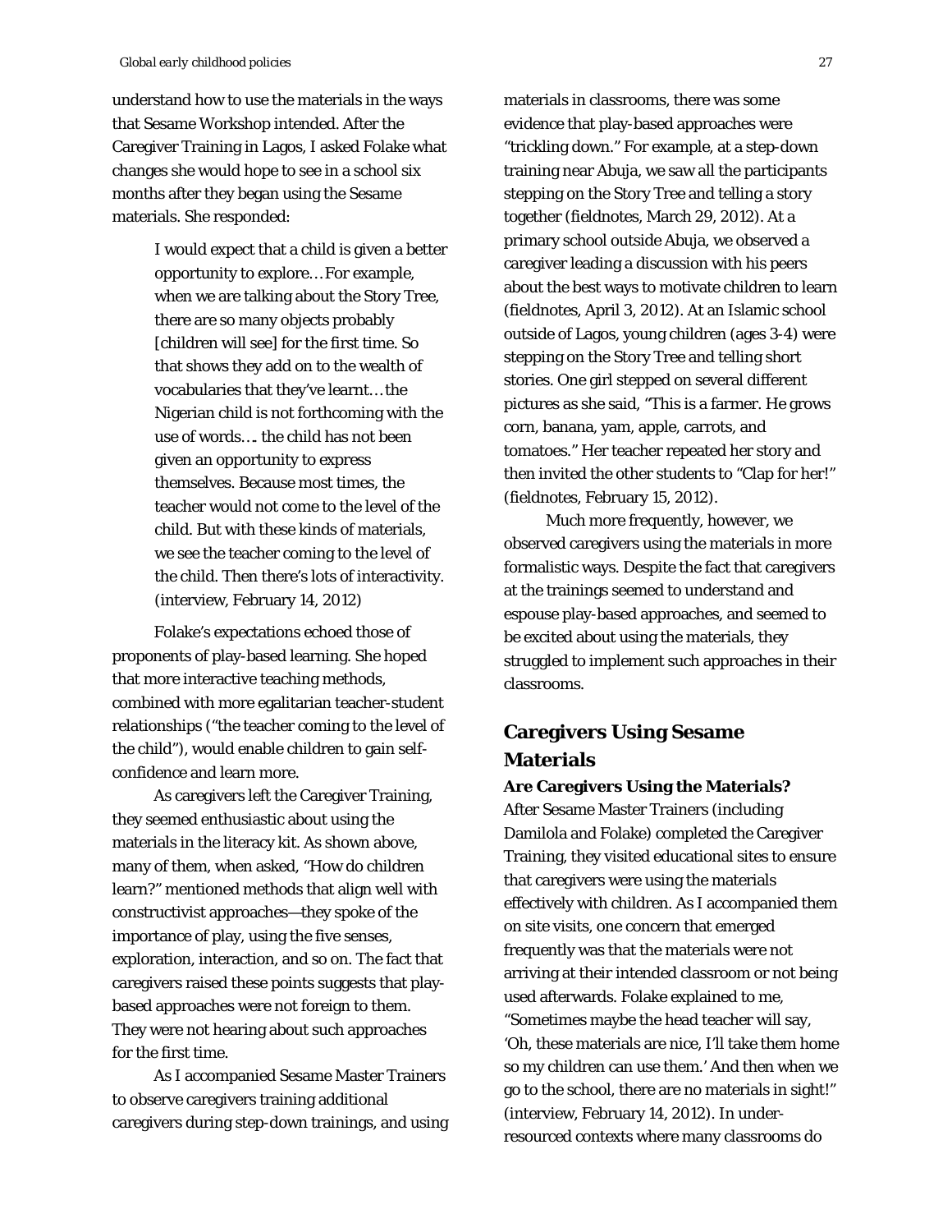understand how to use the materials in the ways that Sesame Workshop intended. After the Caregiver Training in Lagos, I asked Folake what changes she would hope to see in a school six months after they began using the Sesame materials. She responded:

> I would expect that a child is given a better opportunity to explore… For example, when we are talking about the Story Tree, there are so many objects probably [children will see] for the first time. So that shows they add on to the wealth of vocabularies that they've learnt… the Nigerian child is not forthcoming with the use of words…. the child has not been given an opportunity to express themselves. Because most times, the teacher would not come to the level of the child. But with these kinds of materials, we see the teacher coming to the level of the child. Then there's lots of interactivity. (interview, February 14, 2012)

Folake's expectations echoed those of proponents of play-based learning. She hoped that more interactive teaching methods, combined with more egalitarian teacher-student relationships ("the teacher coming to the level of the child"), would enable children to gain self-confidence and learn more.

As caregivers left the Caregiver Training, they seemed enthusiastic about using the materials in the literacy kit. As shown above, many of them, when asked, "How do children learn?" mentioned methods that align well with constructivist approaches—they spoke of the importance of play, using the five senses, exploration, interaction, and so on. The fact that caregivers raised these points suggests that play-based approaches were not foreign to them. They were not hearing about such approaches for the first time.

As I accompanied Sesame Master Trainers to observe caregivers training additional caregivers during step-down trainings, and using materials in classrooms, there was some evidence that play-based approaches were "trickling down." For example, at a step-down training near Abuja, we saw all the participants stepping on the Story Tree and telling a story together (fieldnotes, March 29, 2012). At a primary school outside Abuja, we observed a caregiver leading a discussion with his peers about the best ways to motivate children to learn (fieldnotes, April 3, 2012). At an Islamic school outside of Lagos, young children (ages 3-4) were stepping on the Story Tree and telling short stories. One girl stepped on several different pictures as she said, "This is a farmer. He grows corn, banana, yam, apple, carrots, and tomatoes." Her teacher repeated her story and then invited the other students to "Clap for her!" (fieldnotes, February 15, 2012).

Much more frequently, however, we observed caregivers using the materials in more formalistic ways. Despite the fact that caregivers at the trainings seemed to understand and espouse play-based approaches, and seemed to be excited about using the materials, they struggled to implement such approaches in their classrooms.

## Caregivers Using Sesame Materials

### Are Caregivers Using the Materials?

After Sesame Master Trainers (including Damilola and Folake) completed the Caregiver Training, they visited educational sites to ensure that caregivers were using the materials effectively with children. As I accompanied them on site visits, one concern that emerged frequently was that the materials were not arriving at their intended classroom or not being used afterwards. Folake explained to me, "Sometimes maybe the head teacher will say, 'Oh, these materials are nice, I'll take them home so my children can use them.' And then when we go to the school, there are no materials in sight!" (interview, February 14, 2012). In under-resourced contexts where many classrooms do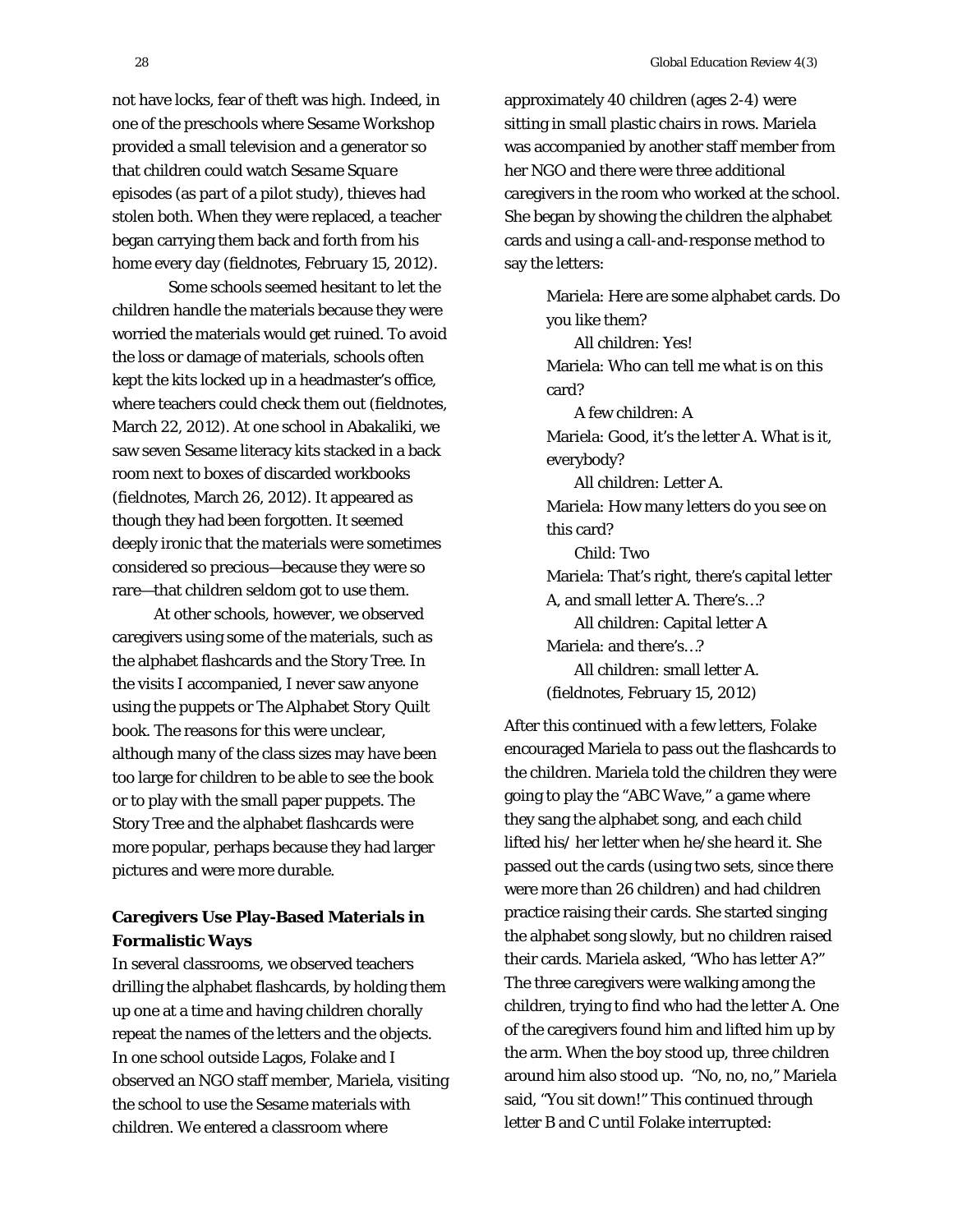not have locks, fear of theft was high. Indeed, in one of the preschools where Sesame Workshop provided a small television and a generator so that children could watch *Sesame Square* episodes (as part of a pilot study), thieves had stolen both. When they were replaced, a teacher began carrying them back and forth from his home every day (fieldnotes, February 15, 2012).

Some schools seemed hesitant to let the children handle the materials because they were worried the materials would get ruined. To avoid the loss or damage of materials, schools often kept the kits locked up in a headmaster's office, where teachers could check them out (fieldnotes, March 22, 2012). At one school in Abakaliki, we saw seven Sesame literacy kits stacked in a back room next to boxes of discarded workbooks (fieldnotes, March 26, 2012). It appeared as though they had been forgotten. It seemed deeply ironic that the materials were sometimes considered so precious—because they were so rare—that children seldom got to use them.

At other schools, however, we observed caregivers using some of the materials, such as the alphabet flashcards and the Story Tree. In the visits I accompanied, I never saw anyone using the puppets or *The Alphabet Story Quilt* book. The reasons for this were unclear, although many of the class sizes may have been too large for children to be able to see the book or to play with the small paper puppets. The Story Tree and the alphabet flashcards were more popular, perhaps because they had larger pictures and were more durable.

### Caregivers Use Play-Based Materials in Formalistic Ways

In several classrooms, we observed teachers drilling the alphabet flashcards, by holding them up one at a time and having children chorally repeat the names of the letters and the objects. In one school outside Lagos, Folake and I observed an NGO staff member, Mariela, visiting the school to use the Sesame materials with children. We entered a classroom where approximately 40 children (ages 2-4) were sitting in small plastic chairs in rows. Mariela was accompanied by another staff member from her NGO and there were three additional caregivers in the room who worked at the school. She began by showing the children the alphabet cards and using a call-and-response method to say the letters:

> Mariela: Here are some alphabet cards. Do you like them?
>
> All children: Yes!
>
> Mariela: Who can tell me what is on this card?
>
> A few children: A
>
> Mariela: Good, it's the letter A. What is it, everybody?
>
> All children: Letter A.
>
> Mariela: How many letters do you see on this card?
>
> Child: Two
>
> Mariela: That's right, there's capital letter A, and small letter A. There's…?
>
> All children: Capital letter A
>
> Mariela: and there's…?
>
> All children: small letter A.
>
> (fieldnotes, February 15, 2012)

After this continued with a few letters, Folake encouraged Mariela to pass out the flashcards to the children. Mariela told the children they were going to play the "ABC Wave," a game where they sang the alphabet song, and each child lifted his/ her letter when he/she heard it. She passed out the cards (using two sets, since there were more than 26 children) and had children practice raising their cards. She started singing the alphabet song slowly, but no children raised their cards. Mariela asked, "Who has letter A?" The three caregivers were walking among the children, trying to find who had the letter A. One of the caregivers found him and lifted him up by the arm. When the boy stood up, three children around him also stood up. "No, no, no," Mariela said, "You sit down!" This continued through letter B and C until Folake interrupted: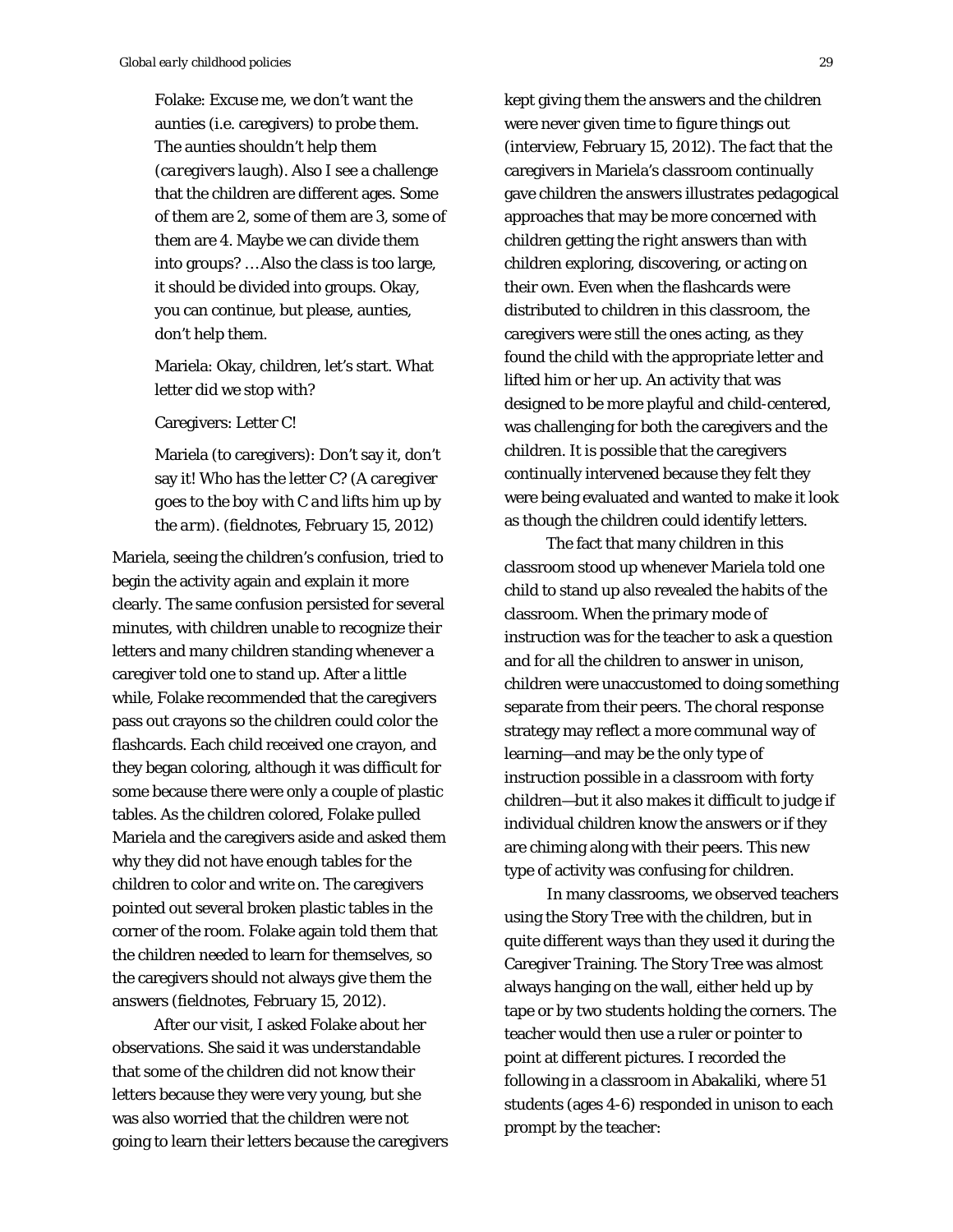Folake: Excuse me, we don't want the aunties (i.e. caregivers) to probe them. The aunties shouldn't help them (*caregivers laugh*). Also I see a challenge that the children are different ages. Some of them are 2, some of them are 3, some of them are 4. Maybe we can divide them into groups? …Also the class is too large, it should be divided into groups. Okay, you can continue, but please, aunties, don't help them.

Mariela: Okay, children, let's start. What letter did we stop with?

Caregivers: Letter C!

Mariela (to caregivers): Don't say it, don't say it! Who has the letter C? (*A caregiver goes to the boy with C and lifts him up by the arm*). (fieldnotes, February 15, 2012)

Mariela, seeing the children's confusion, tried to begin the activity again and explain it more clearly. The same confusion persisted for several minutes, with children unable to recognize their letters and many children standing whenever a caregiver told one to stand up. After a little while, Folake recommended that the caregivers pass out crayons so the children could color the flashcards. Each child received one crayon, and they began coloring, although it was difficult for some because there were only a couple of plastic tables. As the children colored, Folake pulled Mariela and the caregivers aside and asked them why they did not have enough tables for the children to color and write on. The caregivers pointed out several broken plastic tables in the corner of the room. Folake again told them that the children needed to learn for themselves, so the caregivers should not always give them the answers (fieldnotes, February 15, 2012).

After our visit, I asked Folake about her observations. She said it was understandable that some of the children did not know their letters because they were very young, but she was also worried that the children were not going to learn their letters because the caregivers kept giving them the answers and the children were never given time to figure things out (interview, February 15, 2012). The fact that the caregivers in Mariela's classroom continually gave children the answers illustrates pedagogical approaches that may be more concerned with children getting the *right* answers than with children exploring, discovering, or acting on their own. Even when the flashcards were distributed to children in this classroom, the caregivers were still the ones acting, as they found the child with the appropriate letter and lifted him or her up. An activity that was designed to be more playful and child-centered, was challenging for both the caregivers and the children. It is possible that the caregivers continually intervened because they felt they were being evaluated and wanted to make it look as though the children could identify letters.

The fact that many children in this classroom stood up whenever Mariela told one child to stand up also revealed the habits of the classroom. When the primary mode of instruction was for the teacher to ask a question and for all the children to answer in unison, children were unaccustomed to doing something separate from their peers. The choral response strategy may reflect a more communal way of learning—and may be the only type of instruction possible in a classroom with forty children—but it also makes it difficult to judge if individual children know the answers or if they are chiming along with their peers. This new type of activity was confusing for children.

In many classrooms, we observed teachers using the Story Tree with the children, but in quite different ways than they used it during the Caregiver Training. The Story Tree was almost always hanging on the wall, either held up by tape or by two students holding the corners. The teacher would then use a ruler or pointer to point at different pictures. I recorded the following in a classroom in Abakaliki, where 51 students (ages 4-6) responded in unison to each prompt by the teacher: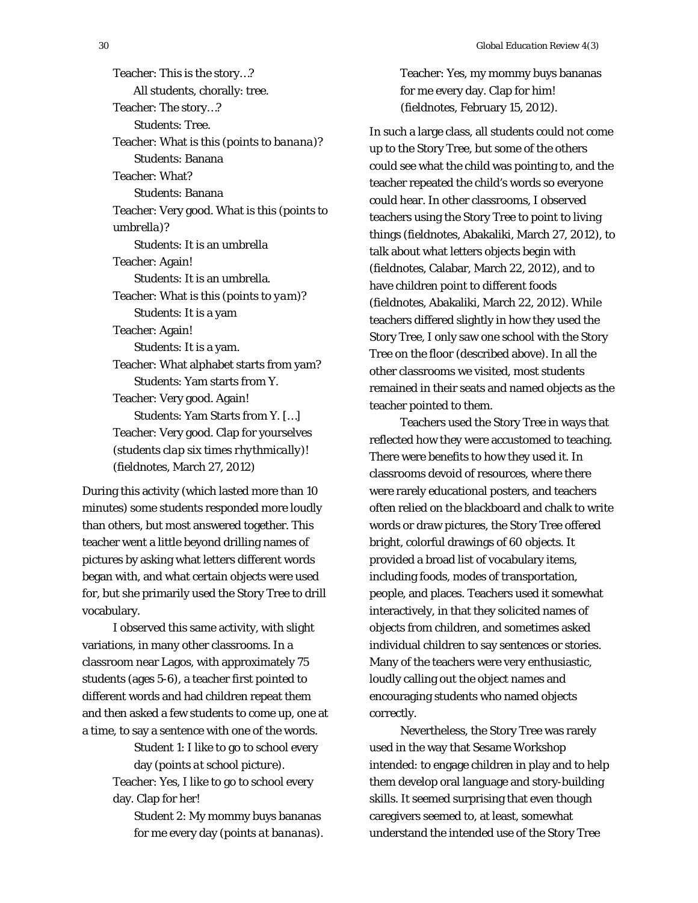Teacher: This is the story…?

All students, chorally: tree.

Teacher: The story…?

Students: Tree.

Teacher: What is this (*points to banana*)?

Students: Banana

Teacher: What?

Students: Banana

Teacher: Very good. What is this (*points to umbrella*)?

Students: It is an umbrella

Teacher: Again!

Students: It is an umbrella.

Teacher: What is this (*points to yam*)?

Students: It is a yam

Teacher: Again!

Students: It is a yam.

Teacher: What alphabet starts from yam?

Students: Yam starts from Y.

Teacher: Very good. Again!

Students: Yam Starts from Y. […]

Teacher: Very good. Clap for yourselves (*students clap six times rhythmically*)! (fieldnotes, March 27, 2012)

During this activity (which lasted more than 10 minutes) some students responded more loudly than others, but most answered together. This teacher went a little beyond drilling names of pictures by asking what letters different words began with, and what certain objects were used for, but she primarily used the Story Tree to drill vocabulary.

I observed this same activity, with slight variations, in many other classrooms. In a classroom near Lagos, with approximately 75 students (ages 5-6), a teacher first pointed to different words and had children repeat them and then asked a few students to come up, one at a time, to say a sentence with one of the words.

Student 1: I like to go to school every day (*points at school picture*).

Teacher: Yes, I like to go to school every day. Clap for her!

Student 2: My mommy buys bananas for me every day (*points at bananas*).

Teacher: Yes, my mommy buys bananas for me every day. Clap for him! (fieldnotes, February 15, 2012).

In such a large class, all students could not come up to the Story Tree, but some of the others could see what the child was pointing to, and the teacher repeated the child's words so everyone could hear. In other classrooms, I observed teachers using the Story Tree to point to living things (fieldnotes, Abakaliki, March 27, 2012), to talk about what letters objects begin with (fieldnotes, Calabar, March 22, 2012), and to have children point to different foods (fieldnotes, Abakaliki, March 22, 2012). While teachers differed slightly in how they used the Story Tree, I only saw one school with the Story Tree on the floor (described above). In all the other classrooms we visited, most students remained in their seats and named objects as the teacher pointed to them.

Teachers used the Story Tree in ways that reflected how they were accustomed to teaching. There were benefits to how they used it. In classrooms devoid of resources, where there were rarely educational posters, and teachers often relied on the blackboard and chalk to write words or draw pictures, the Story Tree offered bright, colorful drawings of 60 objects. It provided a broad list of vocabulary items, including foods, modes of transportation, people, and places. Teachers used it somewhat interactively, in that they solicited names of objects from children, and sometimes asked individual children to say sentences or stories. Many of the teachers were very enthusiastic, loudly calling out the object names and encouraging students who named objects correctly.

Nevertheless, the Story Tree was rarely used in the way that Sesame Workshop intended: to engage children in play and to help them develop oral language and story-building skills. It seemed surprising that even though caregivers seemed to, at least, somewhat understand the intended use of the Story Tree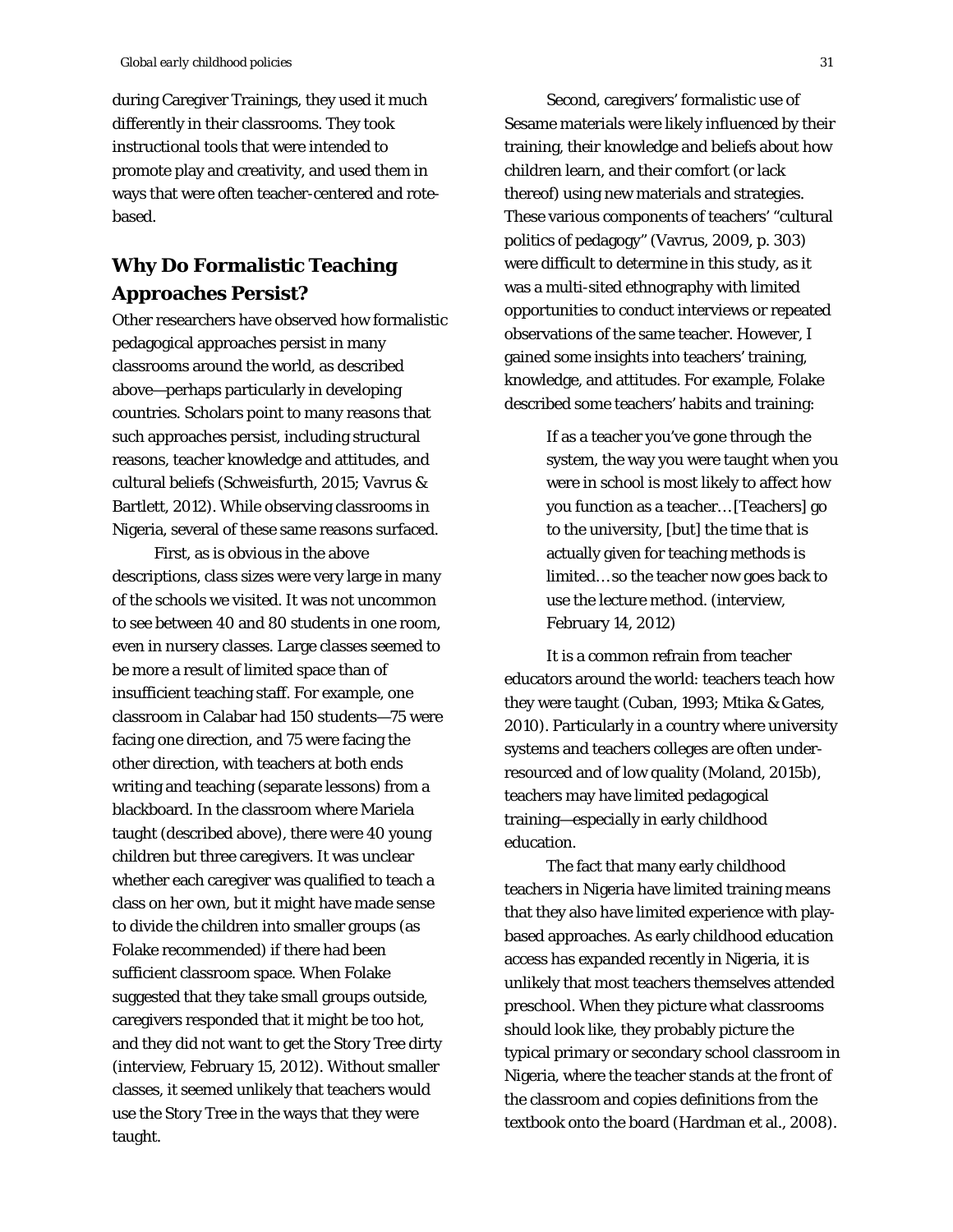during Caregiver Trainings, they used it much differently in their classrooms. They took instructional tools that were intended to promote play and creativity, and used them in ways that were often teacher-centered and rote-based.

## Why Do Formalistic Teaching Approaches Persist?

Other researchers have observed how formalistic pedagogical approaches persist in many classrooms around the world, as described above—perhaps particularly in developing countries. Scholars point to many reasons that such approaches persist, including structural reasons, teacher knowledge and attitudes, and cultural beliefs (Schweisfurth, 2015; Vavrus & Bartlett, 2012). While observing classrooms in Nigeria, several of these same reasons surfaced.

First, as is obvious in the above descriptions, class sizes were very large in many of the schools we visited. It was not uncommon to see between 40 and 80 students in one room, even in nursery classes. Large classes seemed to be more a result of limited space than of insufficient teaching staff. For example, one classroom in Calabar had 150 students—75 were facing one direction, and 75 were facing the other direction, with teachers at both ends writing and teaching (separate lessons) from a blackboard. In the classroom where Mariela taught (described above), there were 40 young children but three caregivers. It was unclear whether each caregiver was qualified to teach a class on her own, but it might have made sense to divide the children into smaller groups (as Folake recommended) if there had been sufficient classroom space. When Folake suggested that they take small groups outside, caregivers responded that it might be too hot, and they did not want to get the Story Tree dirty (interview, February 15, 2012). Without smaller classes, it seemed unlikely that teachers would use the Story Tree in the ways that they were taught.

Second, caregivers' formalistic use of Sesame materials were likely influenced by their training, their knowledge and beliefs about how children learn, and their comfort (or lack thereof) using new materials and strategies. These various components of teachers' "cultural politics of pedagogy" (Vavrus, 2009, p. 303) were difficult to determine in this study, as it was a multi-sited ethnography with limited opportunities to conduct interviews or repeated observations of the same teacher. However, I gained some insights into teachers' training, knowledge, and attitudes. For example, Folake described some teachers' habits and training:

> If as a teacher you've gone through the system, the way you were taught when you were in school is most likely to affect how you function as a teacher…[Teachers] go to the university, [but] the time that is actually given for teaching methods is limited…so the teacher now goes back to use the lecture method. (interview, February 14, 2012)

It is a common refrain from teacher educators around the world: teachers teach how they were taught (Cuban, 1993; Mtika & Gates, 2010). Particularly in a country where university systems and teachers colleges are often under-resourced and of low quality (Moland, 2015b), teachers may have limited pedagogical training—especially in early childhood education.

The fact that many early childhood teachers in Nigeria have limited training means that they also have limited experience with play-based approaches. As early childhood education access has expanded recently in Nigeria, it is unlikely that most teachers themselves attended preschool. When they picture what classrooms should look like, they probably picture the typical primary or secondary school classroom in Nigeria, where the teacher stands at the front of the classroom and copies definitions from the textbook onto the board (Hardman et al., 2008).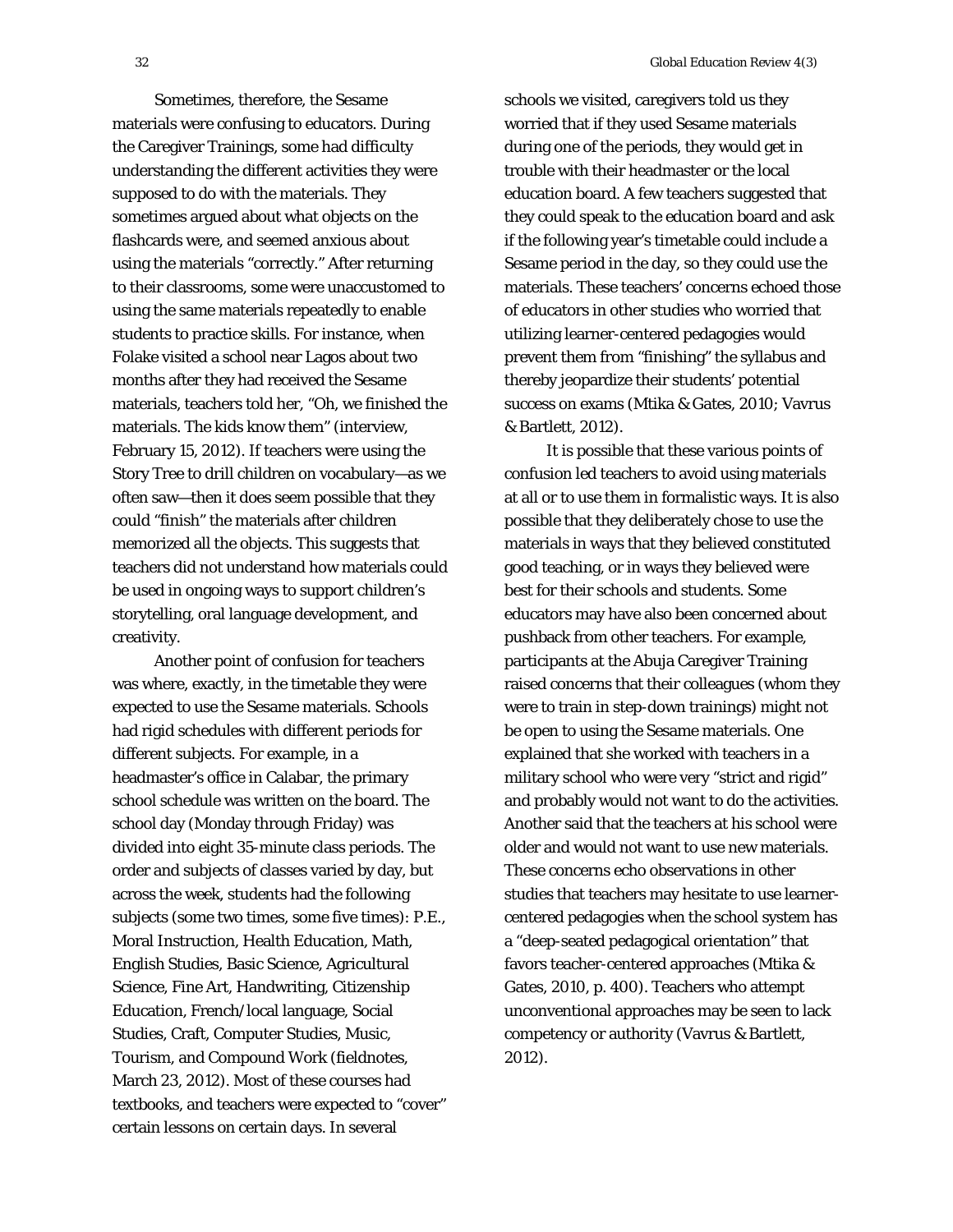Sometimes, therefore, the Sesame materials were confusing to educators. During the Caregiver Trainings, some had difficulty understanding the different activities they were supposed to do with the materials. They sometimes argued about what objects on the flashcards were, and seemed anxious about using the materials "correctly." After returning to their classrooms, some were unaccustomed to using the same materials repeatedly to enable students to practice skills. For instance, when Folake visited a school near Lagos about two months after they had received the Sesame materials, teachers told her, "Oh, we finished the materials. The kids know them" (interview, February 15, 2012). If teachers were using the Story Tree to drill children on vocabulary—as we often saw—then it does seem possible that they could "finish" the materials after children memorized all the objects. This suggests that teachers did not understand how materials could be used in ongoing ways to support children's storytelling, oral language development, and creativity.

Another point of confusion for teachers was where, exactly, in the timetable they were expected to use the Sesame materials. Schools had rigid schedules with different periods for different subjects. For example, in a headmaster's office in Calabar, the primary school schedule was written on the board. The school day (Monday through Friday) was divided into eight 35-minute class periods. The order and subjects of classes varied by day, but across the week, students had the following subjects (some two times, some five times): P.E., Moral Instruction, Health Education, Math, English Studies, Basic Science, Agricultural Science, Fine Art, Handwriting, Citizenship Education, French/local language, Social Studies, Craft, Computer Studies, Music, Tourism, and Compound Work (fieldnotes, March 23, 2012). Most of these courses had textbooks, and teachers were expected to "cover" certain lessons on certain days. In several schools we visited, caregivers told us they worried that if they used Sesame materials during one of the periods, they would get in trouble with their headmaster or the local education board. A few teachers suggested that they could speak to the education board and ask if the following year's timetable could include a Sesame period in the day, so they could use the materials. These teachers' concerns echoed those of educators in other studies who worried that utilizing learner-centered pedagogies would prevent them from "finishing" the syllabus and thereby jeopardize their students' potential success on exams (Mtika & Gates, 2010; Vavrus & Bartlett, 2012).

It is possible that these various points of confusion led teachers to avoid using materials at all or to use them in formalistic ways. It is also possible that they deliberately chose to use the materials in ways that they believed constituted good teaching, or in ways they believed were best for their schools and students. Some educators may have also been concerned about pushback from other teachers. For example, participants at the Abuja Caregiver Training raised concerns that their colleagues (whom they were to train in step-down trainings) might not be open to using the Sesame materials. One explained that she worked with teachers in a military school who were very "strict and rigid" and probably would not want to do the activities. Another said that the teachers at his school were older and would not want to use new materials. These concerns echo observations in other studies that teachers may hesitate to use learner-centered pedagogies when the school system has a "deep-seated pedagogical orientation" that favors teacher-centered approaches (Mtika & Gates, 2010, p. 400). Teachers who attempt unconventional approaches may be seen to lack competency or authority (Vavrus & Bartlett, 2012).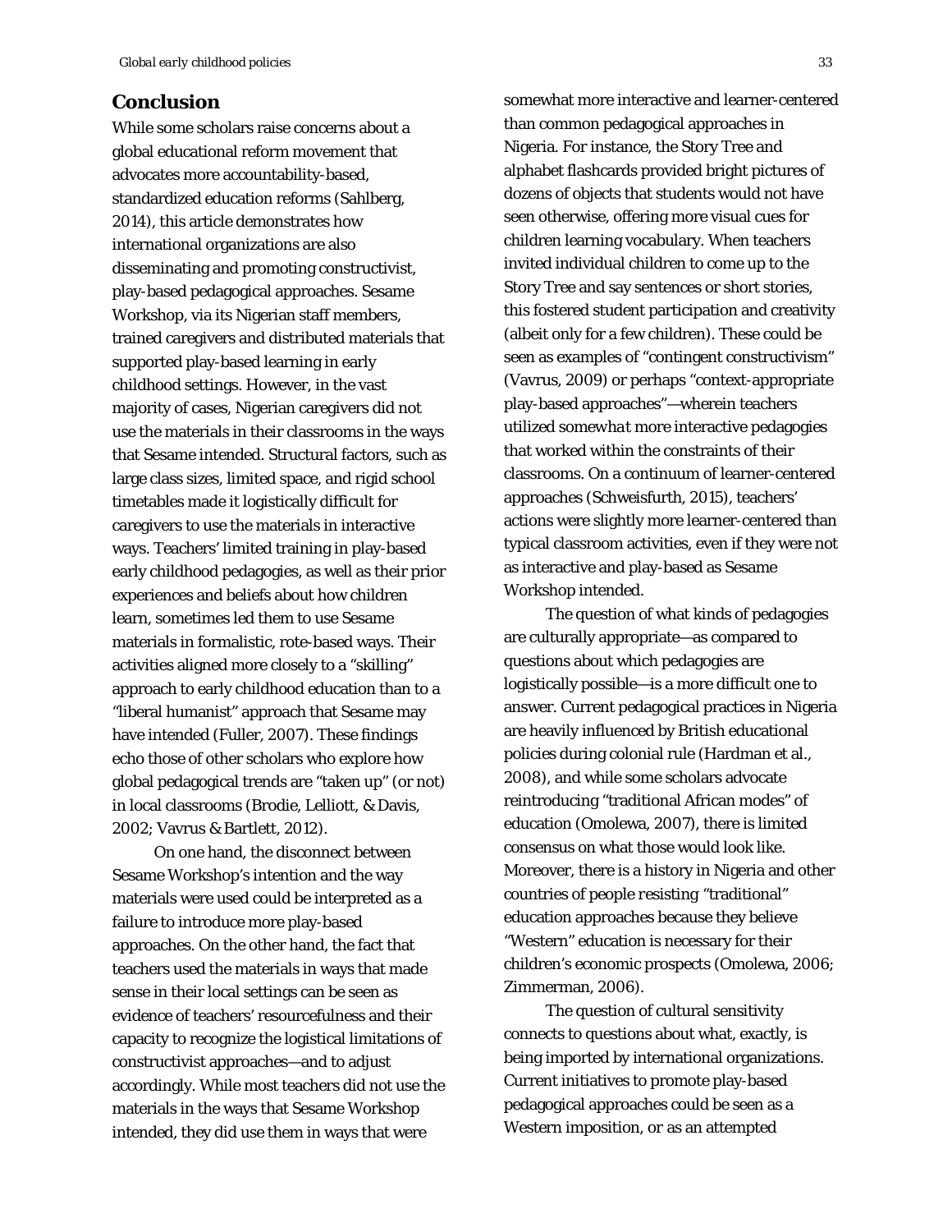## Conclusion

While some scholars raise concerns about a global educational reform movement that advocates more accountability-based, standardized education reforms (Sahlberg, 2014), this article demonstrates how international organizations are also disseminating and promoting constructivist, play-based pedagogical approaches. Sesame Workshop, via its Nigerian staff members, trained caregivers and distributed materials that supported play-based learning in early childhood settings. However, in the vast majority of cases, Nigerian caregivers did not use the materials in their classrooms in the ways that Sesame intended. Structural factors, such as large class sizes, limited space, and rigid school timetables made it logistically difficult for caregivers to use the materials in interactive ways. Teachers' limited training in play-based early childhood pedagogies, as well as their prior experiences and beliefs about how children learn, sometimes led them to use Sesame materials in formalistic, rote-based ways. Their activities aligned more closely to a "skilling" approach to early childhood education than to a "liberal humanist" approach that Sesame may have intended (Fuller, 2007). These findings echo those of other scholars who explore how global pedagogical trends are "taken up" (or not) in local classrooms (Brodie, Lelliott, & Davis, 2002; Vavrus & Bartlett, 2012).

On one hand, the disconnect between Sesame Workshop's intention and the way materials were used could be interpreted as a failure to introduce more play-based approaches. On the other hand, the fact that teachers used the materials in ways that made sense in their local settings can be seen as evidence of teachers' resourcefulness and their capacity to recognize the logistical limitations of constructivist approaches—and to adjust accordingly. While most teachers did not use the materials in the ways that Sesame Workshop intended, they did use them in ways that were somewhat more interactive and learner-centered than common pedagogical approaches in Nigeria. For instance, the Story Tree and alphabet flashcards provided bright pictures of dozens of objects that students would not have seen otherwise, offering more visual cues for children learning vocabulary. When teachers invited individual children to come up to the Story Tree and say sentences or short stories, this fostered student participation and creativity (albeit only for a few children). These could be seen as examples of "contingent constructivism" (Vavrus, 2009) or perhaps "context-appropriate play-based approaches"—wherein teachers utilized *somewhat* more interactive pedagogies that worked within the constraints of their classrooms. On a continuum of learner-centered approaches (Schweisfurth, 2015), teachers' actions were slightly more learner-centered than typical classroom activities, even if they were not as interactive and play-based as Sesame Workshop intended.

The question of what kinds of pedagogies are culturally appropriate—as compared to questions about which pedagogies are logistically possible—is a more difficult one to answer. Current pedagogical practices in Nigeria are heavily influenced by British educational policies during colonial rule (Hardman et al., 2008), and while some scholars advocate reintroducing "traditional African modes" of education (Omolewa, 2007), there is limited consensus on what those would look like. Moreover, there is a history in Nigeria and other countries of people resisting "traditional" education approaches because they believe "Western" education is necessary for their children's economic prospects (Omolewa, 2006; Zimmerman, 2006).

The question of cultural sensitivity connects to questions about what, exactly, is being imported by international organizations. Current initiatives to promote play-based pedagogical approaches could be seen as a Western imposition, or as an attempted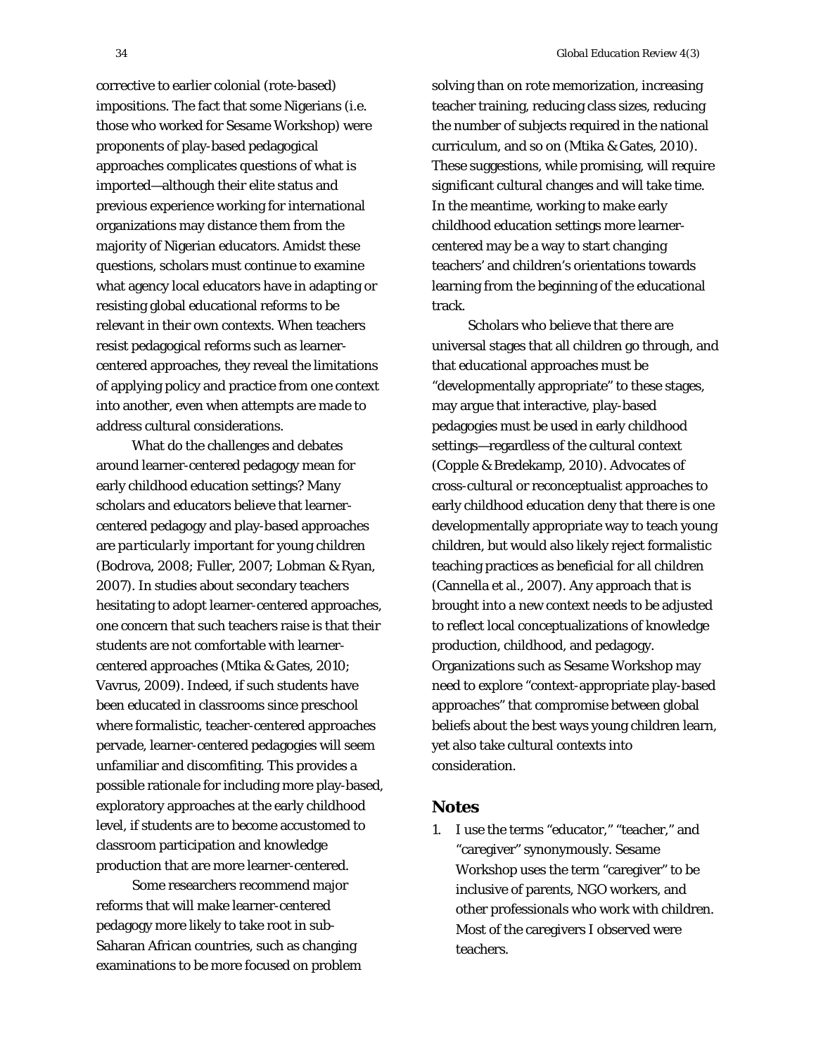corrective to earlier colonial (rote-based) impositions. The fact that some Nigerians (i.e. those who worked for Sesame Workshop) were proponents of play-based pedagogical approaches complicates questions of what is imported—although their elite status and previous experience working for international organizations may distance them from the majority of Nigerian educators. Amidst these questions, scholars must continue to examine what agency local educators have in adapting or resisting global educational reforms to be relevant in their own contexts. When teachers resist pedagogical reforms such as learner-centered approaches, they reveal the limitations of applying policy and practice from one context into another, even when attempts are made to address cultural considerations.

What do the challenges and debates around learner-centered pedagogy mean for early childhood education settings? Many scholars and educators believe that learner-centered pedagogy and play-based approaches are *particularly* important for young children (Bodrova, 2008; Fuller, 2007; Lobman & Ryan, 2007). In studies about secondary teachers hesitating to adopt learner-centered approaches, one concern that such teachers raise is that their students are not comfortable with learner-centered approaches (Mtika & Gates, 2010; Vavrus, 2009). Indeed, if such students have been educated in classrooms since preschool where formalistic, teacher-centered approaches pervade, learner-centered pedagogies will seem unfamiliar and discomfiting. This provides a possible rationale for including more play-based, exploratory approaches at the early childhood level, if students are to become accustomed to classroom participation and knowledge production that are more learner-centered.

Some researchers recommend major reforms that will make learner-centered pedagogy more likely to take root in sub-Saharan African countries, such as changing examinations to be more focused on problem solving than on rote memorization, increasing teacher training, reducing class sizes, reducing the number of subjects required in the national curriculum, and so on (Mtika & Gates, 2010). These suggestions, while promising, will require significant cultural changes and will take time. In the meantime, working to make early childhood education settings more learner-centered may be a way to start changing teachers' and children's orientations towards learning from the beginning of the educational track.

Scholars who believe that there are universal stages that all children go through, and that educational approaches must be "developmentally appropriate" to these stages, may argue that interactive, play-based pedagogies must be used in early childhood settings—regardless of the cultural context (Copple & Bredekamp, 2010). Advocates of cross-cultural or reconceptualist approaches to early childhood education deny that there is one developmentally appropriate way to teach young children, but would also likely reject formalistic teaching practices as beneficial for all children (Cannella et al., 2007). Any approach that is brought into a new context needs to be adjusted to reflect local conceptualizations of knowledge production, childhood, and pedagogy. Organizations such as Sesame Workshop may need to explore "context-appropriate play-based approaches" that compromise between global beliefs about the best ways young children learn, yet also take cultural contexts into consideration.

## Notes

1. I use the terms "educator," "teacher," and "caregiver" synonymously. Sesame Workshop uses the term "caregiver" to be inclusive of parents, NGO workers, and other professionals who work with children. Most of the caregivers I observed were teachers.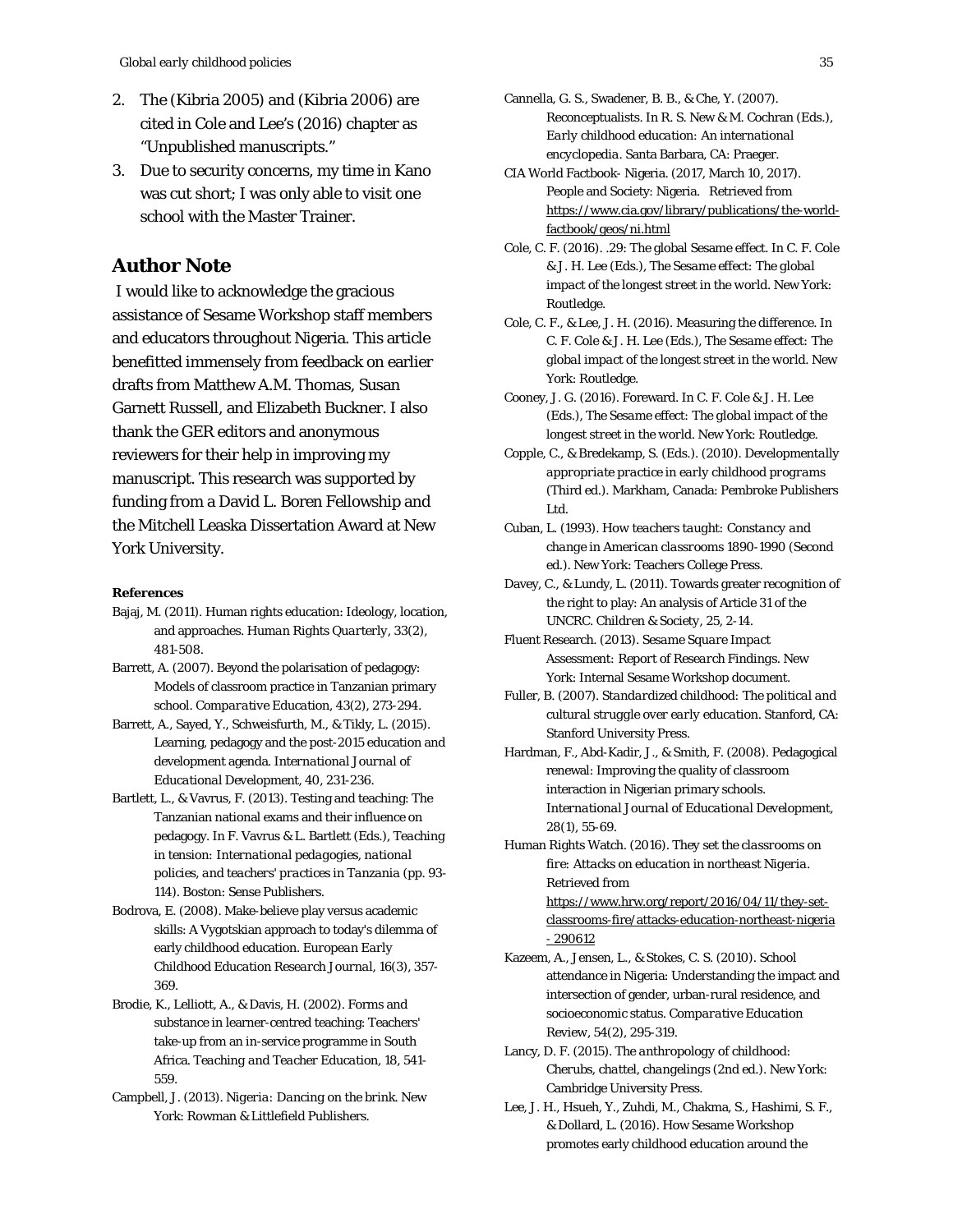2. The (Kibria 2005) and (Kibria 2006) are cited in Cole and Lee's (2016) chapter as "Unpublished manuscripts."
3. Due to security concerns, my time in Kano was cut short; I was only able to visit one school with the Master Trainer.

## Author Note

I would like to acknowledge the gracious assistance of Sesame Workshop staff members and educators throughout Nigeria. This article benefitted immensely from feedback on earlier drafts from Matthew A.M. Thomas, Susan Garnett Russell, and Elizabeth Buckner. I also thank the GER editors and anonymous reviewers for their help in improving my manuscript. This research was supported by funding from a David L. Boren Fellowship and the Mitchell Leaska Dissertation Award at New York University.

**References**

Bajaj, M. (2011). Human rights education: Ideology, location, and approaches. *Human Rights Quarterly, 33*(2), 481-508.

Barrett, A. (2007). Beyond the polarisation of pedagogy: Models of classroom practice in Tanzanian primary school. *Comparative Education, 43*(2), 273-294.

Barrett, A., Sayed, Y., Schweisfurth, M., & Tikly, L. (2015). Learning, pedagogy and the post-2015 education and development agenda. *International Journal of Educational Development, 40*, 231-236.

Bartlett, L., & Vavrus, F. (2013). Testing and teaching: The Tanzanian national exams and their influence on pedagogy. In F. Vavrus & L. Bartlett (Eds.), *Teaching in tension: International pedagogies, national policies, and teachers' practices in Tanzania* (pp. 93-114). Boston: Sense Publishers.

Bodrova, E. (2008). Make-believe play versus academic skills: A Vygotskian approach to today's dilemma of early childhood education. *European Early Childhood Education Research Journal, 16*(3), 357-369.

Brodie, K., Lelliott, A., & Davis, H. (2002). Forms and substance in learner-centred teaching: Teachers' take-up from an in-service programme in South Africa. *Teaching and Teacher Education, 18*, 541-559.

Campbell, J. (2013). *Nigeria: Dancing on the brink*. New York: Rowman & Littlefield Publishers.

Cannella, G. S., Swadener, B. B., & Che, Y. (2007). Reconceptualists. In R. S. New & M. Cochran (Eds.), *Early childhood education: An international encyclopedia*. Santa Barbara, CA: Praeger.

CIA World Factbook- Nigeria. (2017, March 10, 2017). People and Society: Nigeria. Retrieved from https://www.cia.gov/library/publications/the-world-factbook/geos/ni.html

Cole, C. F. (2016). .29: The global Sesame effect. In C. F. Cole & J. H. Lee (Eds.), *The Sesame effect: The global impact of the longest street in the world*. New York: Routledge.

Cole, C. F., & Lee, J. H. (2016). Measuring the difference. In C. F. Cole & J. H. Lee (Eds.), *The Sesame effect: The global impact of the longest street in the world*. New York: Routledge.

Cooney, J. G. (2016). Foreward. In C. F. Cole & J. H. Lee (Eds.), *The Sesame effect: The global impact of the longest street in the world*. New York: Routledge.

Copple, C., & Bredekamp, S. (Eds.). (2010). *Developmentally appropriate practice in early childhood programs* (Third ed.). Markham, Canada: Pembroke Publishers Ltd.

Cuban, L. (1993). *How teachers taught: Constancy and change in American classrooms 1890-1990* (Second ed.). New York: Teachers College Press.

Davey, C., & Lundy, L. (2011). Towards greater recognition of the right to play: An analysis of Article 31 of the UNCRC. *Children & Society, 25*, 2-14.

Fluent Research. (2013). *Sesame Square Impact Assessment: Report of Research Findings*. New York: Internal Sesame Workshop document.

Fuller, B. (2007). *Standardized childhood: The political and cultural struggle over early education*. Stanford, CA: Stanford University Press.

Hardman, F., Abd-Kadir, J., & Smith, F. (2008). Pedagogical renewal: Improving the quality of classroom interaction in Nigerian primary schools. *International Journal of Educational Development, 28*(1), 55-69.

Human Rights Watch. (2016). *They set the classrooms on fire: Attacks on education in northeast Nigeria*. Retrieved from https://www.hrw.org/report/2016/04/11/they-set-classrooms-fire/attacks-education-northeast-nigeria - 290612

Kazeem, A., Jensen, L., & Stokes, C. S. (2010). School attendance in Nigeria: Understanding the impact and intersection of gender, urban-rural residence, and socioeconomic status. *Comparative Education Review, 54*(2), 295-319.

Lancy, D. F. (2015). *The anthropology of childhood: Cherubs, chattel, changelings* (2nd ed.). New York: Cambridge University Press.

Lee, J. H., Hsueh, Y., Zuhdi, M., Chakma, S., Hashimi, S. F., & Dollard, L. (2016). How Sesame Workshop promotes early childhood education around the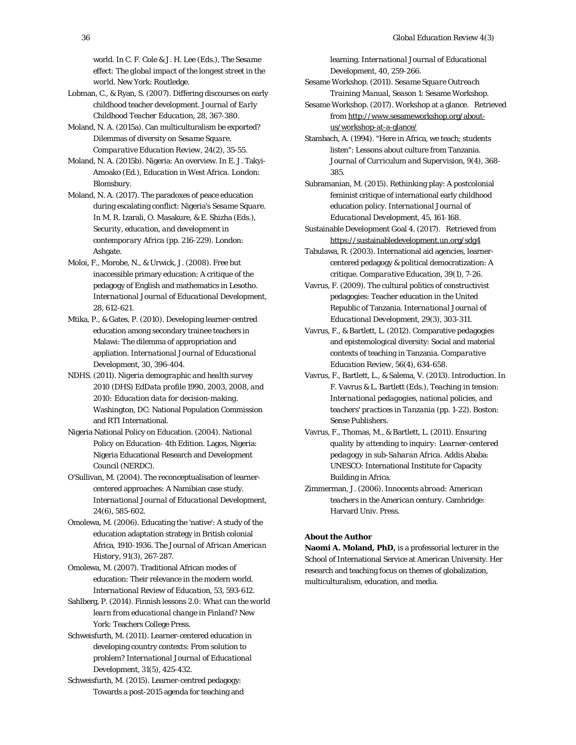world. In C. F. Cole & J. H. Lee (Eds.), *The Sesame effect: The global impact of the longest street in the world*. New York: Routledge.

Lobman, C., & Ryan, S. (2007). Differing discourses on early childhood teacher development. *Journal of Early Childhood Teacher Education, 28*, 367-380.

Moland, N. A. (2015a). Can multiculturalism be exported? Dilemmas of diversity on *Sesame Square*. *Comparative Education Review, 24*(2), 35-55.

Moland, N. A. (2015b). Nigeria: An overview. In E. J. Takyi-Amoako (Ed.), *Education in West Africa*. London: Blomsbury.

Moland, N. A. (2017). The paradoxes of peace education during escalating conflict: Nigeria's *Sesame Square*. In M. R. Izarali, O. Masakure, & E. Shizha (Eds.), *Security, education, and development in contemporary Africa* (pp. 216-229). London: Ashgate.

Moloi, F., Morobe, N., & Urwick, J. (2008). Free but inaccessible primary education: A critique of the pedagogy of English and mathematics in Lesotho. *International Journal of Educational Development, 28*, 612-621.

Mtika, P., & Gates, P. (2010). Developing learner-centred education among secondary trainee teachers in Malawi: The dilemma of appropriation and appliation. *International Journal of Educational Development, 30*, 396-404.

NDHS. (2011). *Nigeria demographic and health survey 2010 (DHS) EdData profile 1990, 2003, 2008, and 2010: Education data for decision-making*. Washington, DC: National Population Commission and RTI International.

Nigeria National Policy on Education. (2004). *National Policy on Education- 4th Edition*. Lagos, Nigeria: Nigeria Educational Research and Development Council (NERDC).

O'Sullivan, M. (2004). The reconceptualisation of learner-centered approaches: A Namibian case study. *International Journal of Educational Development, 24*(6), 585-602.

Omolewa, M. (2006). Educating the 'native': A study of the education adaptation strategy in British colonial Africa, 1910-1936. *The Journal of African American History, 91*(3), 267-287.

Omolewa, M. (2007). Traditional African modes of education: Their relevance in the modern world. *International Review of Education, 53*, 593-612.

Sahlberg, P. (2014). *Finnish lessons 2.0: What can the world learn from educational change in Finland?* New York: Teachers College Press.

Schweisfurth, M. (2011). Learner-centered education in developing country contexts: From solution to problem? *International Journal of Educational Development, 31*(5), 425-432.

Schweisfurth, M. (2015). Learner-centred pedagogy: Towards a post-2015 agenda for teaching and learning. *International Journal of Educational Development, 40*, 259-266.

Sesame Workshop. (2011). *Sesame Square Outreach Training Manual, Season 1*: Sesame Workshop.

Sesame Workshop. (2017). Workshop at a glance. Retrieved from http://www.sesameworkshop.org/about-us/workshop-at-a-glance/

Stambach, A. (1994). "Here in Africa, we teach; students listen": Lessons about culture from Tanzania. *Journal of Curriculum and Supervision, 9*(4), 368-385.

Subramanian, M. (2015). Rethinking play: A postcolonial feminist critique of international early childhood education policy. *International Journal of Educational Development, 45*, 161-168.

Sustainable Development Goal 4. (2017). Retrieved from https://sustainabledevelopment.un.org/sdg4

Tabulawa, R. (2003). International aid agencies, learner-centered pedagogy & political democratization: A critique. *Comparative Education, 39*(1), 7-26.

Vavrus, F. (2009). The cultural politics of constructivist pedagogies: Teacher education in the United Republic of Tanzania. *International Journal of Educational Development, 29*(3), 303-311.

Vavrus, F., & Bartlett, L. (2012). Comparative pedagogies and epistemological diversity: Social and material contexts of teaching in Tanzania. *Comparative Education Review, 56*(4), 634-658.

Vavrus, F., Bartlett, L., & Salema, V. (2013). Introduction. In F. Vavrus & L. Bartlett (Eds.), *Teaching in tension: International pedagogies, national policies, and teachers' practices in Tanzania* (pp. 1-22). Boston: Sense Publishers.

Vavrus, F., Thomas, M., & Bartlett, L. (2011). *Ensuring quality by attending to inquiry: Learner-centered pedagogy in sub-Saharan Africa*. Addis Ababa: UNESCO: International Institute for Capacity Building in Africa.

Zimmerman, J. (2006). *Innocents abroad: American teachers in the American century*. Cambridge: Harvard Univ. Press.

**About the Author**

**Naomi A. Moland, PhD,** is a professorial lecturer in the School of International Service at American University. Her research and teaching focus on themes of globalization, multiculturalism, education, and media.